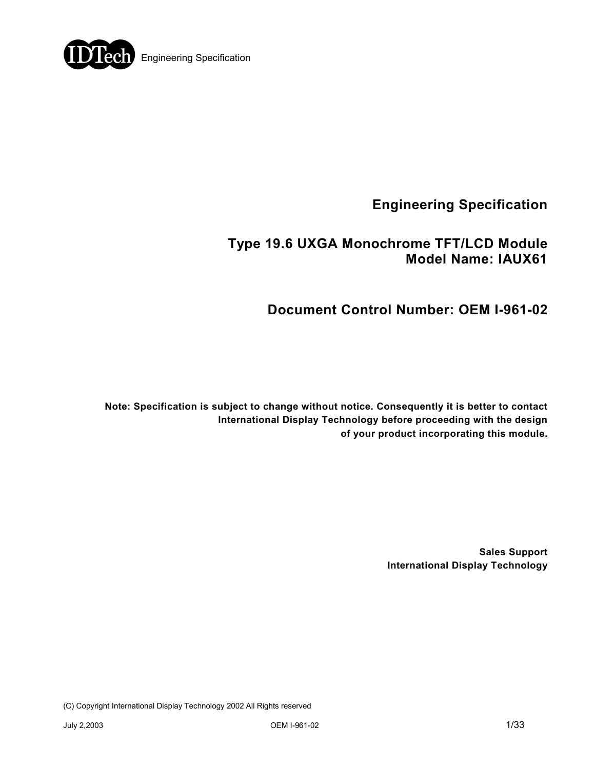# Engineering Specification

## Type 19.6 UXGA Monochrome TFT/LCD Module
## Model Name: IAUX61

## Document Control Number: OEM I-961-02

**Note: Specification is subject to change without notice. Consequently it is better to contact International Display Technology before proceeding with the design of your product incorporating this module.**

**Sales Support**
**International Display Technology**

(C) Copyright International Display Technology 2002 All Rights reserved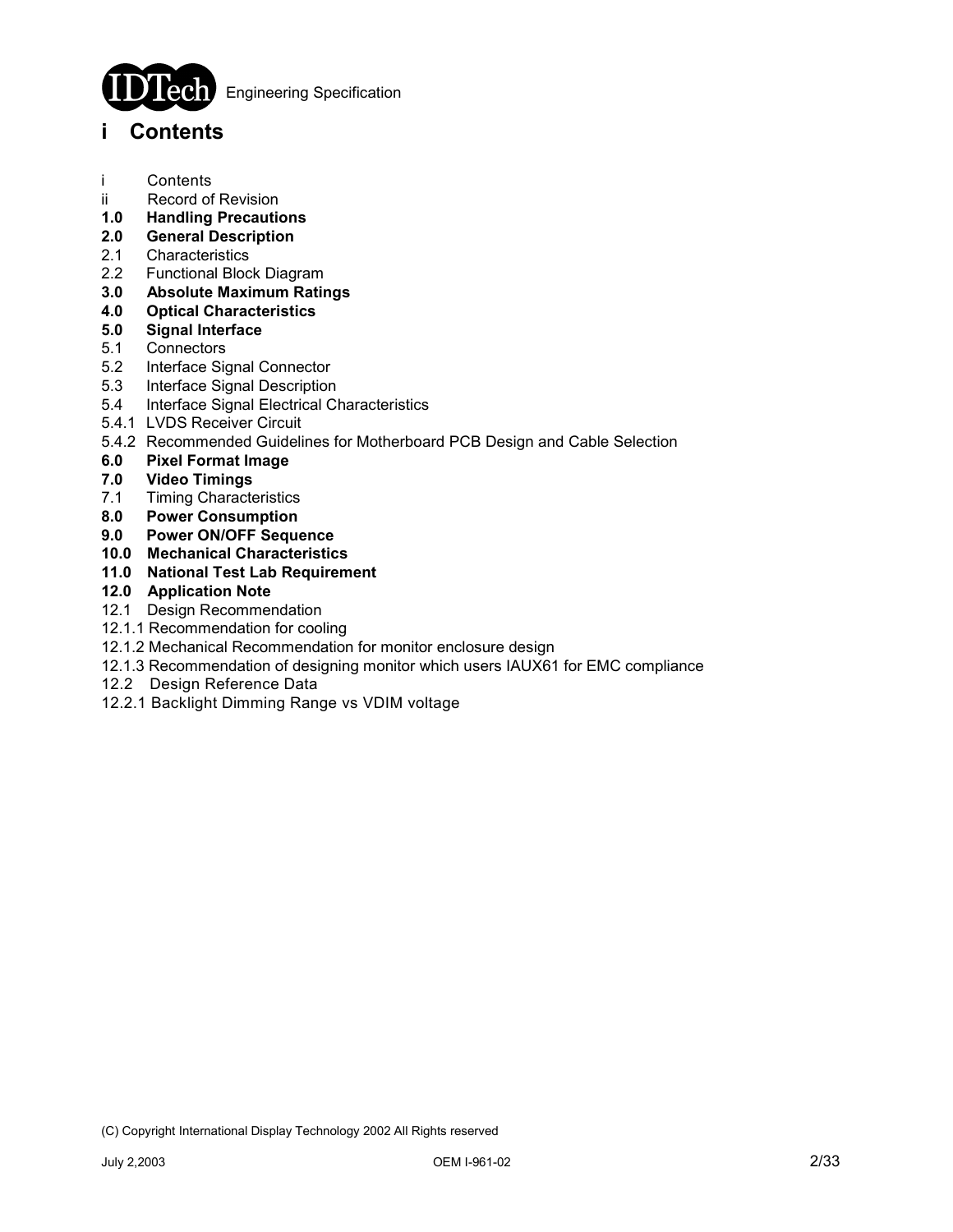# i Contents

i Contents
ii Record of Revision
**1.0 Handling Precautions**
**2.0 General Description**
2.1 Characteristics
2.2 Functional Block Diagram
**3.0 Absolute Maximum Ratings**
**4.0 Optical Characteristics**
**5.0 Signal Interface**
5.1 Connectors
5.2 Interface Signal Connector
5.3 Interface Signal Description
5.4 Interface Signal Electrical Characteristics
5.4.1 LVDS Receiver Circuit
5.4.2 Recommended Guidelines for Motherboard PCB Design and Cable Selection
**6.0 Pixel Format Image**
**7.0 Video Timings**
7.1 Timing Characteristics
**8.0 Power Consumption**
**9.0 Power ON/OFF Sequence**
**10.0 Mechanical Characteristics**
**11.0 National Test Lab Requirement**
**12.0 Application Note**
12.1 Design Recommendation
12.1.1 Recommendation for cooling
12.1.2 Mechanical Recommendation for monitor enclosure design
12.1.3 Recommendation of designing monitor which users IAUX61 for EMC compliance
12.2 Design Reference Data
12.2.1 Backlight Dimming Range vs VDIM voltage

(C) Copyright International Display Technology 2002 All Rights reserved

July 2,2003 OEM I-961-02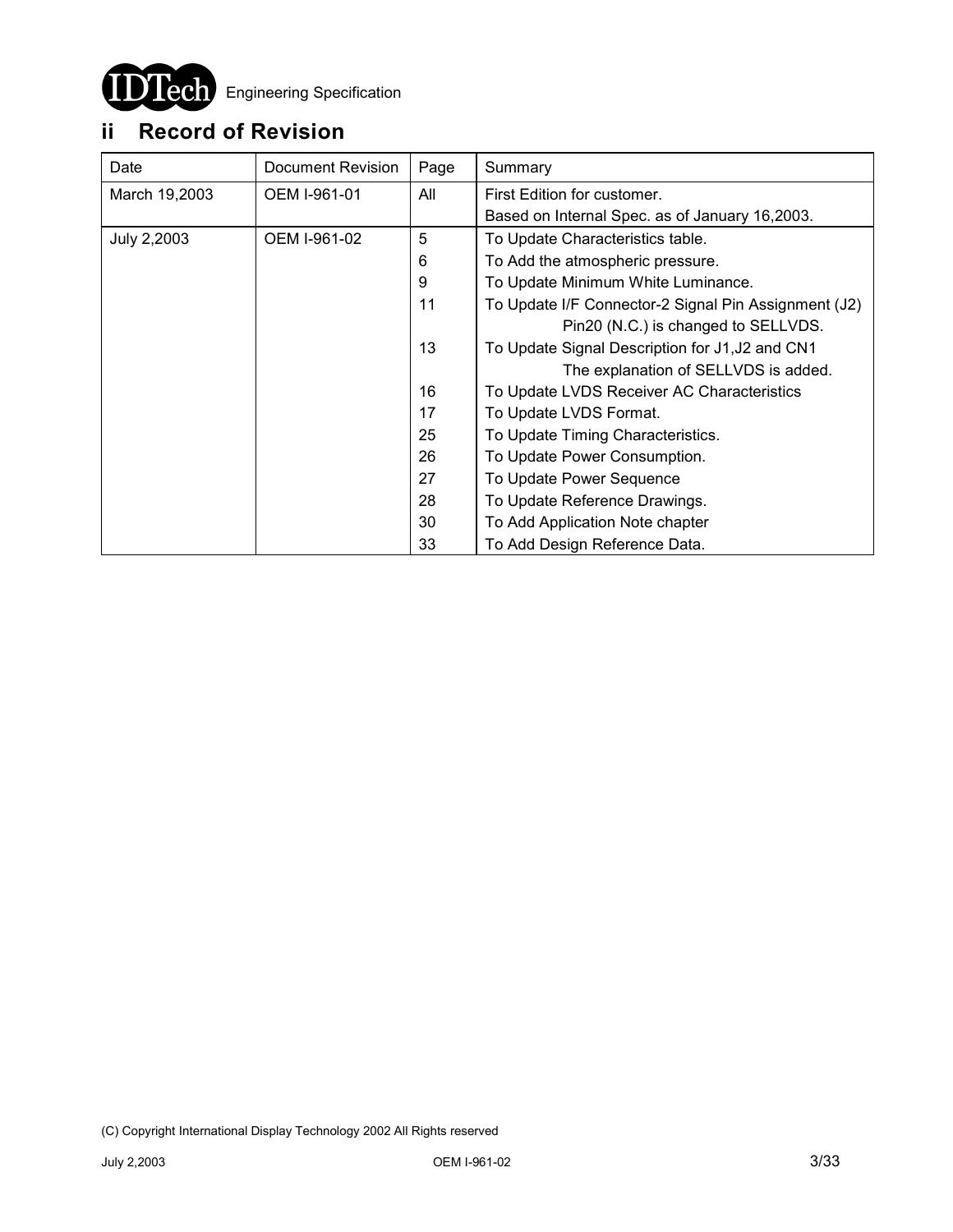## ii Record of Revision

| Date | Document Revision | Page | Summary |
|---|---|---|---|
| March 19,2003 | OEM I-961-01 | All | First Edition for customer.<br>Based on Internal Spec. as of January 16,2003. |
| July 2,2003 | OEM I-961-02 | 5 | To Update Characteristics table. |
| | | 6 | To Add the atmospheric pressure. |
| | | 9 | To Update Minimum White Luminance. |
| | | 11 | To Update I/F Connector-2 Signal Pin Assignment (J2)<br>Pin20 (N.C.) is changed to SELLVDS. |
| | | 13 | To Update Signal Description for J1,J2 and CN1<br>The explanation of SELLVDS is added. |
| | | 16 | To Update LVDS Receiver AC Characteristics |
| | | 17 | To Update LVDS Format. |
| | | 25 | To Update Timing Characteristics. |
| | | 26 | To Update Power Consumption. |
| | | 27 | To Update Power Sequence |
| | | 28 | To Update Reference Drawings. |
| | | 30 | To Add Application Note chapter |
| | | 33 | To Add Design Reference Data. |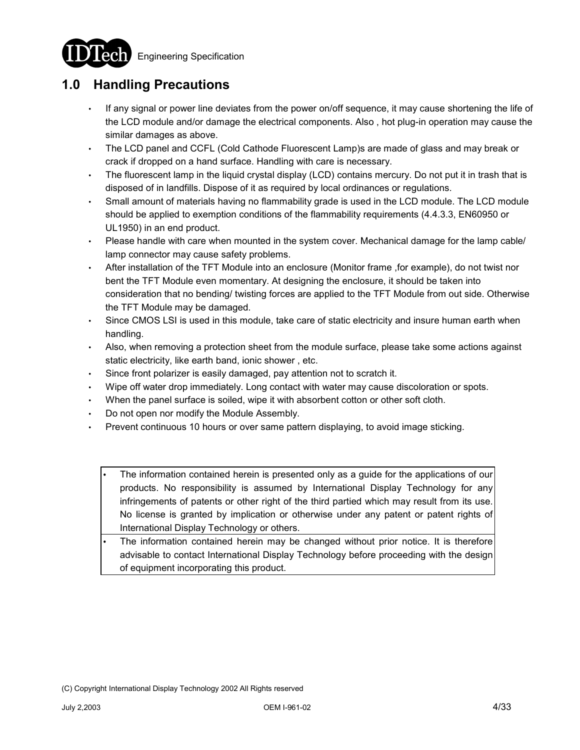## 1.0 Handling Precautions

- If any signal or power line deviates from the power on/off sequence, it may cause shortening the life of the LCD module and/or damage the electrical components. Also , hot plug-in operation may cause the similar damages as above.
- The LCD panel and CCFL (Cold Cathode Fluorescent Lamp)s are made of glass and may break or crack if dropped on a hand surface. Handling with care is necessary.
- The fluorescent lamp in the liquid crystal display (LCD) contains mercury. Do not put it in trash that is disposed of in landfills. Dispose of it as required by local ordinances or regulations.
- Small amount of materials having no flammability grade is used in the LCD module. The LCD module should be applied to exemption conditions of the flammability requirements (4.4.3.3, EN60950 or UL1950) in an end product.
- Please handle with care when mounted in the system cover. Mechanical damage for the lamp cable/ lamp connector may cause safety problems.
- After installation of the TFT Module into an enclosure (Monitor frame ,for example), do not twist nor bent the TFT Module even momentary. At designing the enclosure, it should be taken into consideration that no bending/ twisting forces are applied to the TFT Module from out side. Otherwise the TFT Module may be damaged.
- Since CMOS LSI is used in this module, take care of static electricity and insure human earth when handling.
- Also, when removing a protection sheet from the module surface, please take some actions against static electricity, like earth band, ionic shower , etc.
- Since front polarizer is easily damaged, pay attention not to scratch it.
- Wipe off water drop immediately. Long contact with water may cause discoloration or spots.
- When the panel surface is soiled, wipe it with absorbent cotton or other soft cloth.
- Do not open nor modify the Module Assembly.
- Prevent continuous 10 hours or over same pattern displaying, to avoid image sticking.

| |
|---|
| • The information contained herein is presented only as a guide for the applications of our products. No responsibility is assumed by International Display Technology for any infringements of patents or other right of the third partied which may result from its use. No license is granted by implication or otherwise under any patent or patent rights of International Display Technology or others. |
| • The information contained herein may be changed without prior notice. It is therefore advisable to contact International Display Technology before proceeding with the design of equipment incorporating this product. |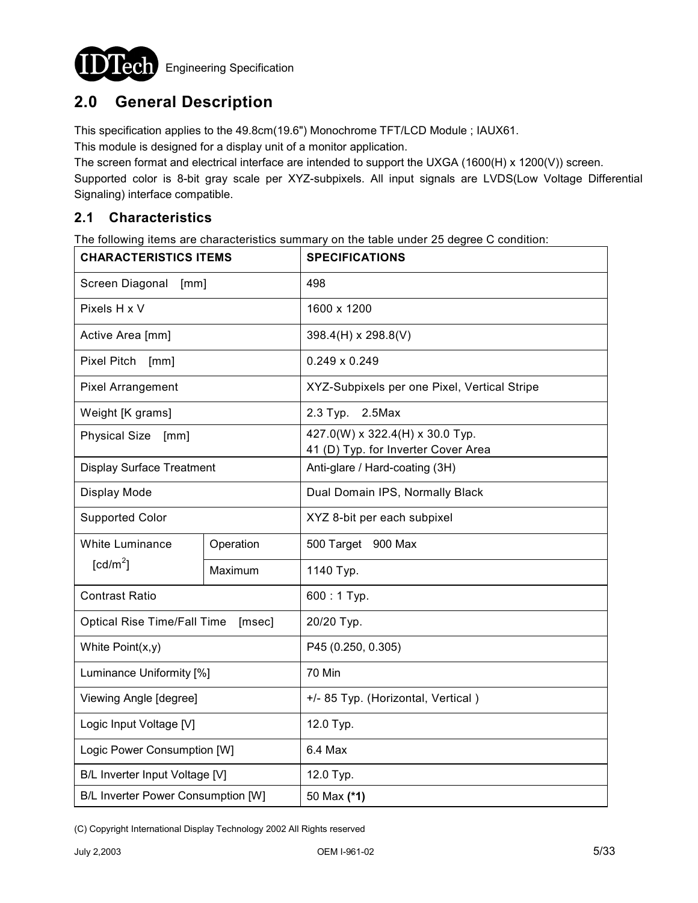## 2.0 General Description

This specification applies to the 49.8cm(19.6") Monochrome TFT/LCD Module ; IAUX61.
This module is designed for a display unit of a monitor application.
The screen format and electrical interface are intended to support the UXGA (1600(H) x 1200(V)) screen.
Supported color is 8-bit gray scale per XYZ-subpixels. All input signals are LVDS(Low Voltage Differential Signaling) interface compatible.

### 2.1 Characteristics

The following items are characteristics summary on the table under 25 degree C condition:

| CHARACTERISTICS ITEMS | | SPECIFICATIONS |
|---|---|---|
| Screen Diagonal [mm] | | 498 |
| Pixels H x V | | 1600 x 1200 |
| Active Area [mm] | | 398.4(H) x 298.8(V) |
| Pixel Pitch [mm] | | 0.249 x 0.249 |
| Pixel Arrangement | | XYZ-Subpixels per one Pixel, Vertical Stripe |
| Weight [K grams] | | 2.3 Typ. 2.5Max |
| Physical Size [mm] | | 427.0(W) x 322.4(H) x 30.0 Typ.<br>41 (D) Typ. for Inverter Cover Area |
| Display Surface Treatment | | Anti-glare / Hard-coating (3H) |
| Display Mode | | Dual Domain IPS, Normally Black |
| Supported Color | | XYZ 8-bit per each subpixel |
| White Luminance [cd/m$^2$] | Operation | 500 Target 900 Max |
| | Maximum | 1140 Typ. |
| Contrast Ratio | | 600 : 1 Typ. |
| Optical Rise Time/Fall Time [msec] | | 20/20 Typ. |
| White Point(x,y) | | P45 (0.250, 0.305) |
| Luminance Uniformity [%] | | 70 Min |
| Viewing Angle [degree] | | +/- 85 Typ. (Horizontal, Vertical ) |
| Logic Input Voltage [V] | | 12.0 Typ. |
| Logic Power Consumption [W] | | 6.4 Max |
| B/L Inverter Input Voltage [V] | | 12.0 Typ. |
| B/L Inverter Power Consumption [W] | | 50 Max **(*1)** |

(C) Copyright International Display Technology 2002 All Rights reserved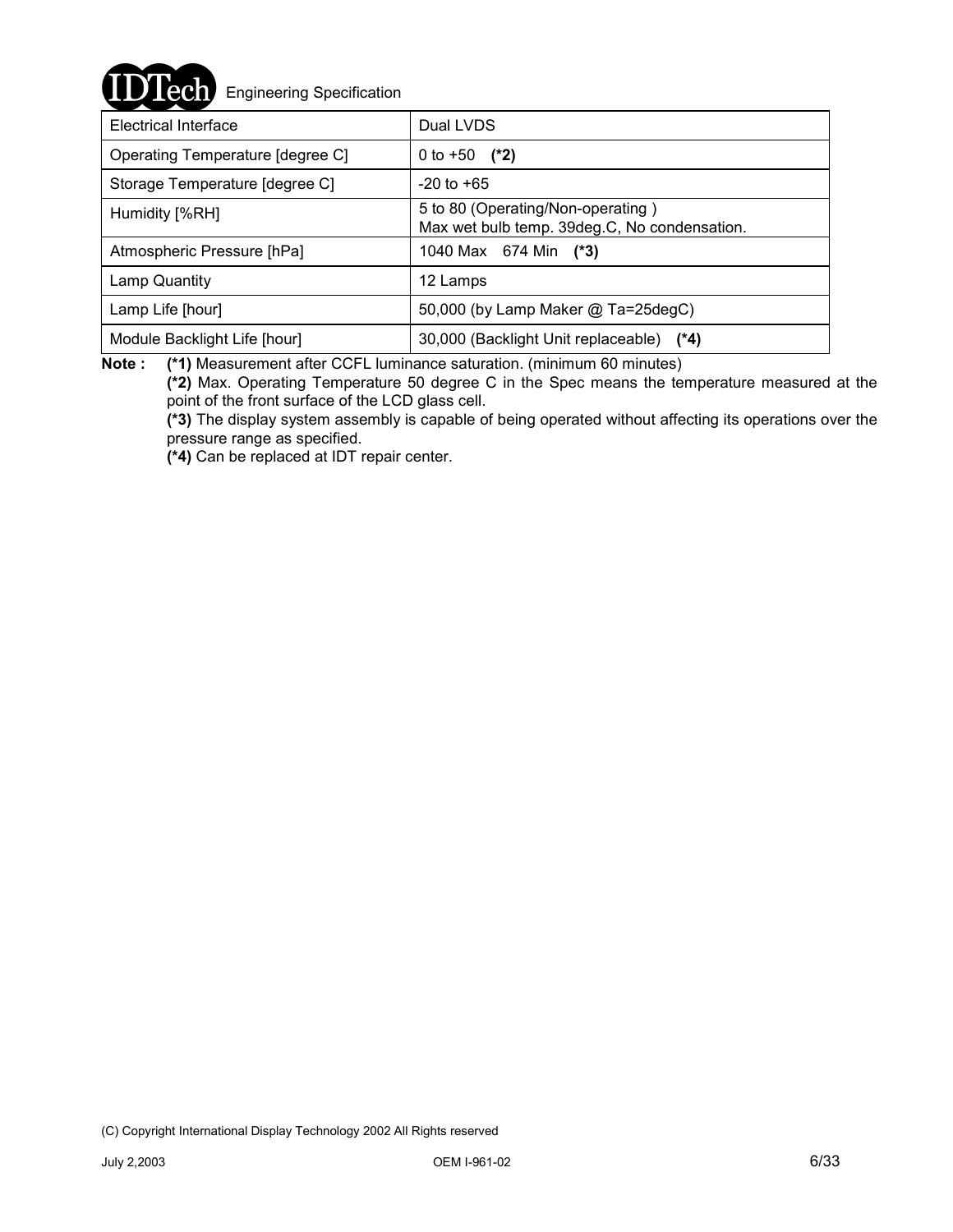| Electrical Interface | Dual LVDS |
| --- | --- |
| Operating Temperature [degree C] | 0 to +50 **(*2)** |
| Storage Temperature [degree C] | -20 to +65 |
| Humidity [%RH] | 5 to 80 (Operating/Non-operating )<br>Max wet bulb temp. 39deg.C, No condensation. |
| Atmospheric Pressure [hPa] | 1040 Max 674 Min **(*3)** |
| Lamp Quantity | 12 Lamps |
| Lamp Life [hour] | 50,000 (by Lamp Maker @ Ta=25degC) |
| Module Backlight Life [hour] | 30,000 (Backlight Unit replaceable) **(*4)** |

**Note :** **(*1)** Measurement after CCFL luminance saturation. (minimum 60 minutes)

**(*2)** Max. Operating Temperature 50 degree C in the Spec means the temperature measured at the point of the front surface of the LCD glass cell.

**(*3)** The display system assembly is capable of being operated without affecting its operations over the pressure range as specified.

**(*4)** Can be replaced at IDT repair center.

(C) Copyright International Display Technology 2002 All Rights reserved

July 2,2003 OEM I-961-02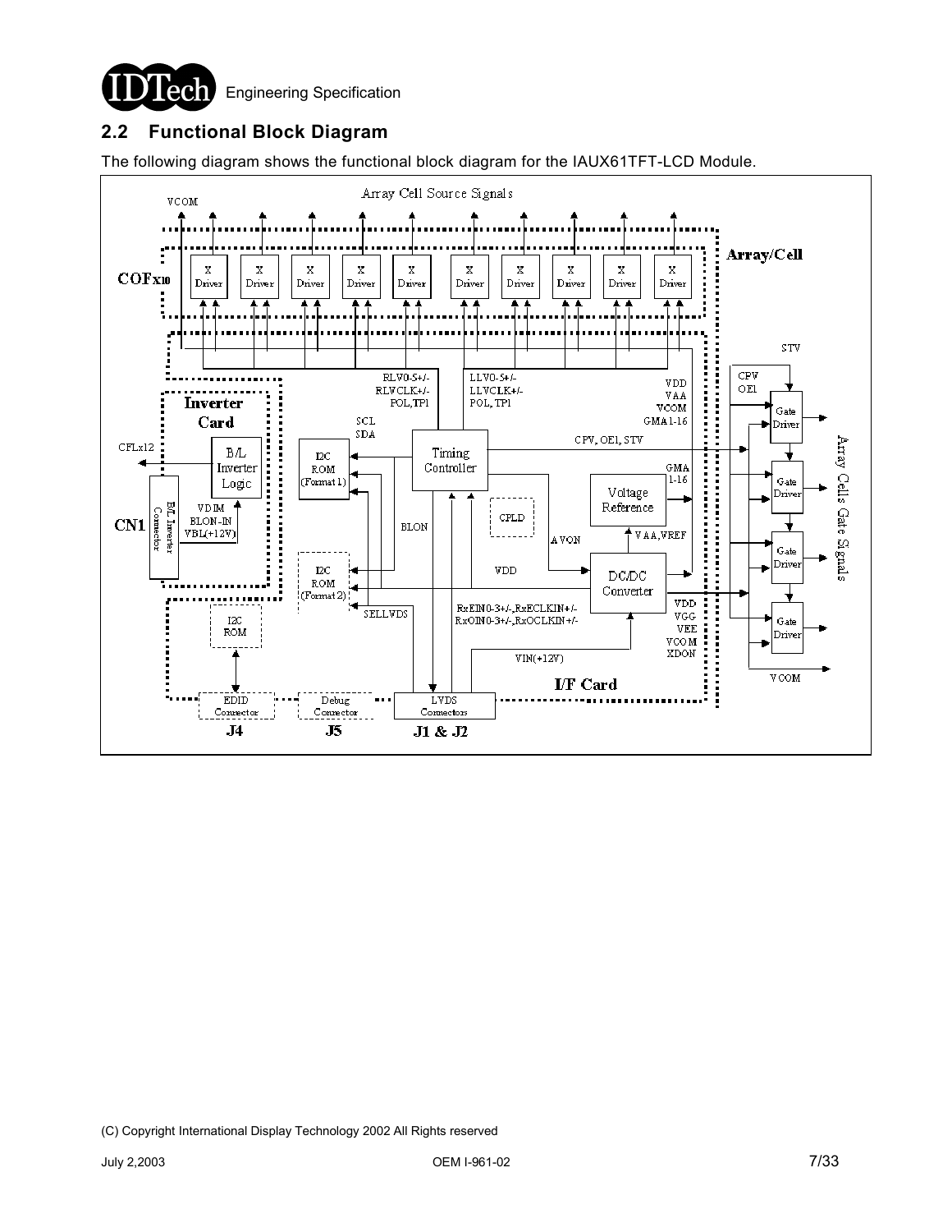## 2.2 Functional Block Diagram

The following diagram shows the functional block diagram for the IAUX61TFT-LCD Module.

VCOM

Array Cell Source Signals

COFx10

X Driver | X Driver | X Driver | X Driver | X Driver | X Driver | X Driver | X Driver | X Driver | X Driver

Array/Cell

STV

RLV0-5+/-
RLVCLK+/-
POL,TP1

LLV0-5+/-
LLVCLK+/-
POL,TP1

VDD
VAA
VCOM
GMA1-16

CPV
OE1

Inverter Card

CFLx12

B/L Inverter Logic

VDIM
BLON-IN
VBL(+12V)

CN1

B/L Inverter Connector

SCL
SDA

I2C ROM (Format 1)

Timing Controller

CPV, OE1, STV

GMA 1-16

Voltage Reference

CPLD

BLON

AVON

VAA,VREF

I2C ROM (Format 2)

VDD

DC/DC Converter

SELLVDS

RxEIN0-3+/-,RxECLKIN+/-
RxOIN0-3+/-,RxOCLKIN+/-

VDD
VGG
VEE
VCOM
XDON

I2C ROM

VIN(+12V)

I/F Card

Gate Driver | Gate Driver | Gate Driver | Gate Driver

Array Cells Gate Signals

VCOM

EDID Connector — J4

Debug Connector — J5

LVDS Connectors — J1 & J2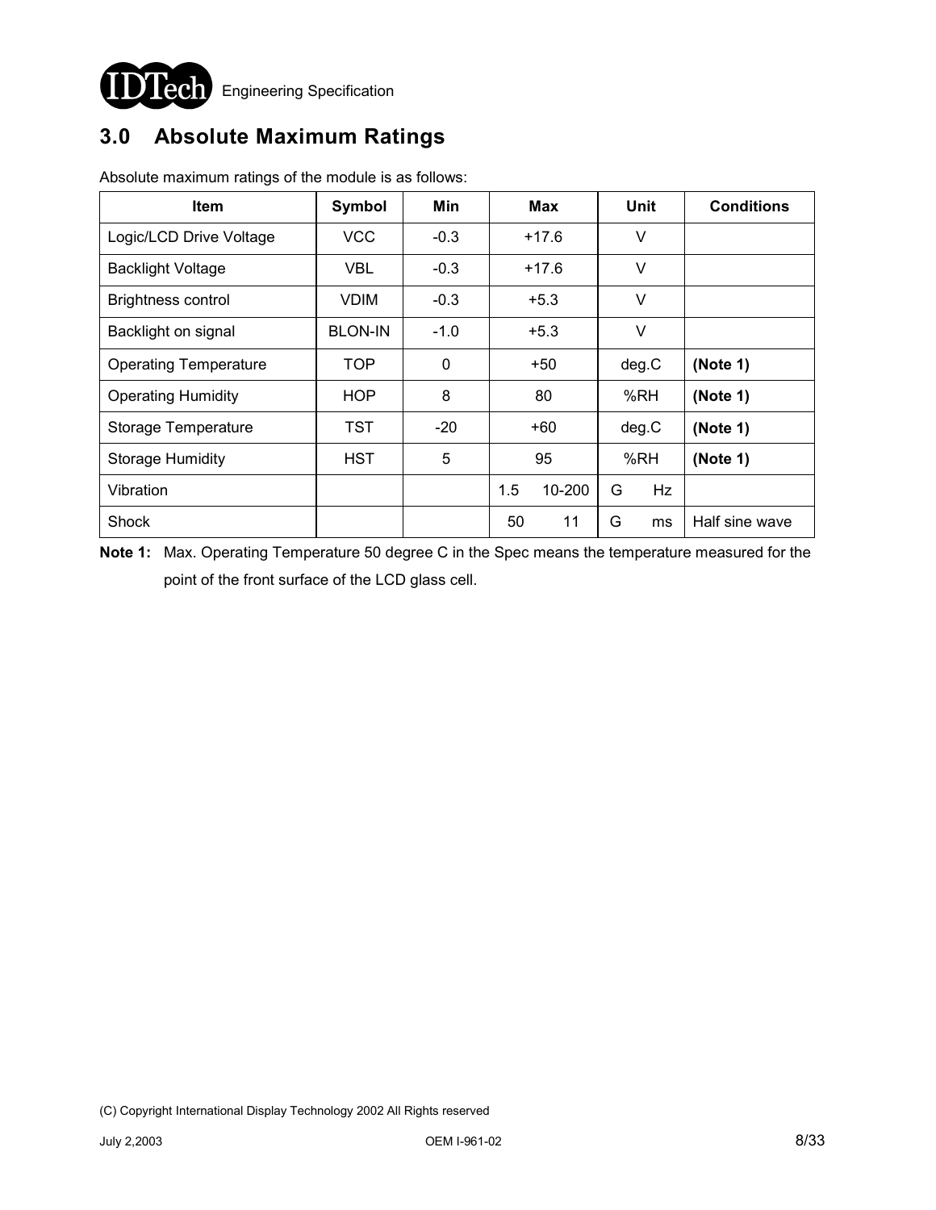## 3.0 Absolute Maximum Ratings

Absolute maximum ratings of the module is as follows:

| Item | Symbol | Min | Max | Unit | Conditions |
|---|---|---|---|---|---|
| Logic/LCD Drive Voltage | VCC | -0.3 | +17.6 | V | |
| Backlight Voltage | VBL | -0.3 | +17.6 | V | |
| Brightness control | VDIM | -0.3 | +5.3 | V | |
| Backlight on signal | BLON-IN | -1.0 | +5.3 | V | |
| Operating Temperature | TOP | 0 | +50 | deg.C | **(Note 1)** |
| Operating Humidity | HOP | 8 | 80 | %RH | **(Note 1)** |
| Storage Temperature | TST | -20 | +60 | deg.C | **(Note 1)** |
| Storage Humidity | HST | 5 | 95 | %RH | **(Note 1)** |
| Vibration | | | 1.5 10-200 | G Hz | |
| Shock | | | 50 11 | G ms | Half sine wave |

**Note 1:** Max. Operating Temperature 50 degree C in the Spec means the temperature measured for the point of the front surface of the LCD glass cell.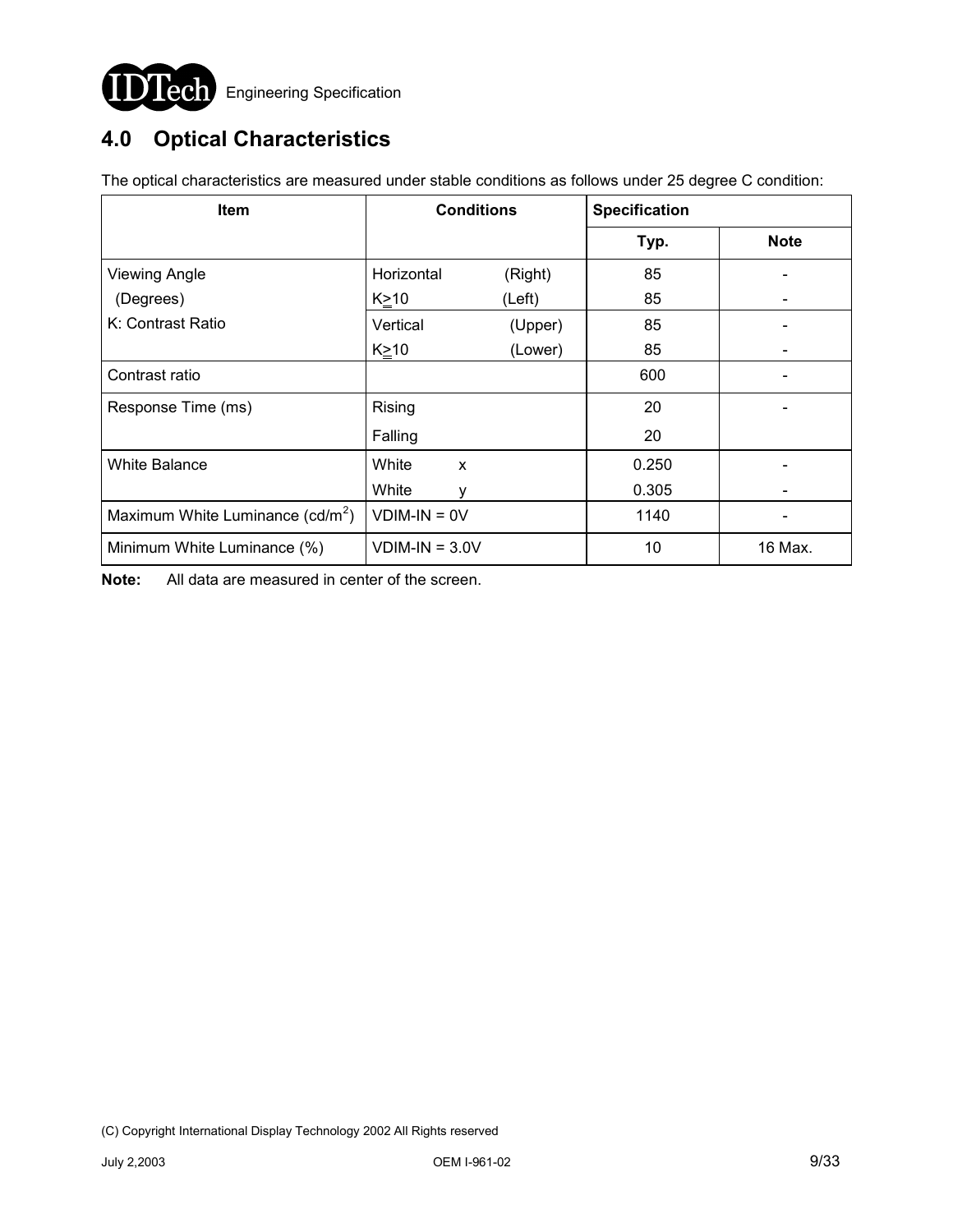## 4.0 Optical Characteristics

The optical characteristics are measured under stable conditions as follows under 25 degree C condition:

| Item | Conditions | | Specification | |
|---|---|---|---|---|
| | | | Typ. | Note |
| Viewing Angle (Degrees) K: Contrast Ratio | Horizontal K≥10 | (Right) | 85 | - |
| | | (Left) | 85 | - |
| | Vertical K≥10 | (Upper) | 85 | - |
| | | (Lower) | 85 | - |
| Contrast ratio | | | 600 | - |
| Response Time (ms) | Rising | | 20 | - |
| | Falling | | 20 | |
| White Balance | White | x | 0.250 | - |
| | White | y | 0.305 | - |
| Maximum White Luminance ($cd/m^2$) | VDIM-IN = 0V | | 1140 | - |
| Minimum White Luminance (%) | VDIM-IN = 3.0V | | 10 | 16 Max. |

**Note:** All data are measured in center of the screen.

(C) Copyright International Display Technology 2002 All Rights reserved

July 2,2003 OEM I-961-02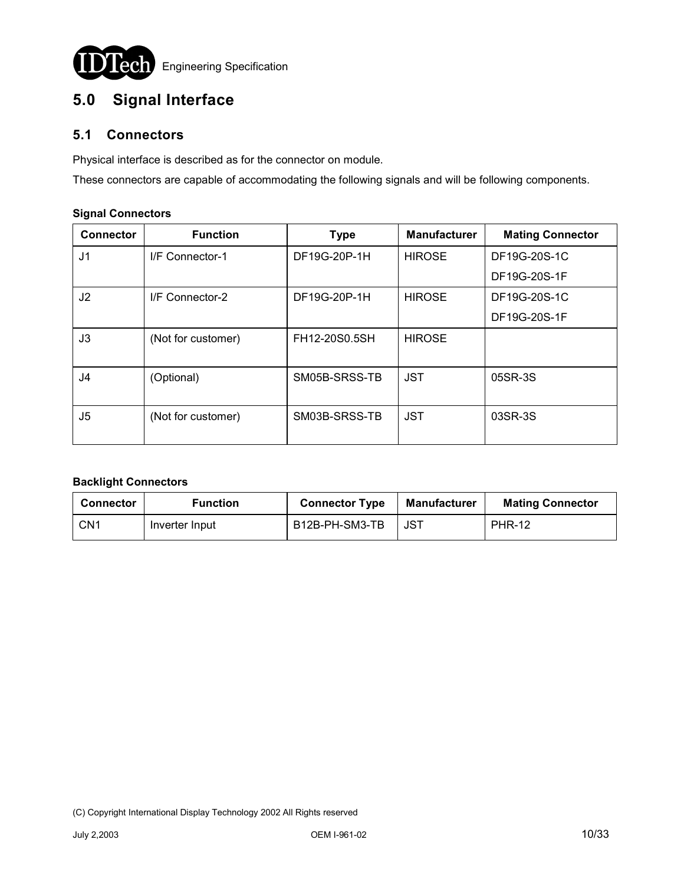# 5.0 Signal Interface

## 5.1 Connectors

Physical interface is described as for the connector on module.

These connectors are capable of accommodating the following signals and will be following components.

**Signal Connectors**

| Connector | Function | Type | Manufacturer | Mating Connector |
|---|---|---|---|---|
| J1 | I/F Connector-1 | DF19G-20P-1H | HIROSE | DF19G-20S-1C<br>DF19G-20S-1F |
| J2 | I/F Connector-2 | DF19G-20P-1H | HIROSE | DF19G-20S-1C<br>DF19G-20S-1F |
| J3 | (Not for customer) | FH12-20S0.5SH | HIROSE | |
| J4 | (Optional) | SM05B-SRSS-TB | JST | 05SR-3S |
| J5 | (Not for customer) | SM03B-SRSS-TB | JST | 03SR-3S |

**Backlight Connectors**

| Connector | Function | Connector Type | Manufacturer | Mating Connector |
|---|---|---|---|---|
| CN1 | Inverter Input | B12B-PH-SM3-TB | JST | PHR-12 |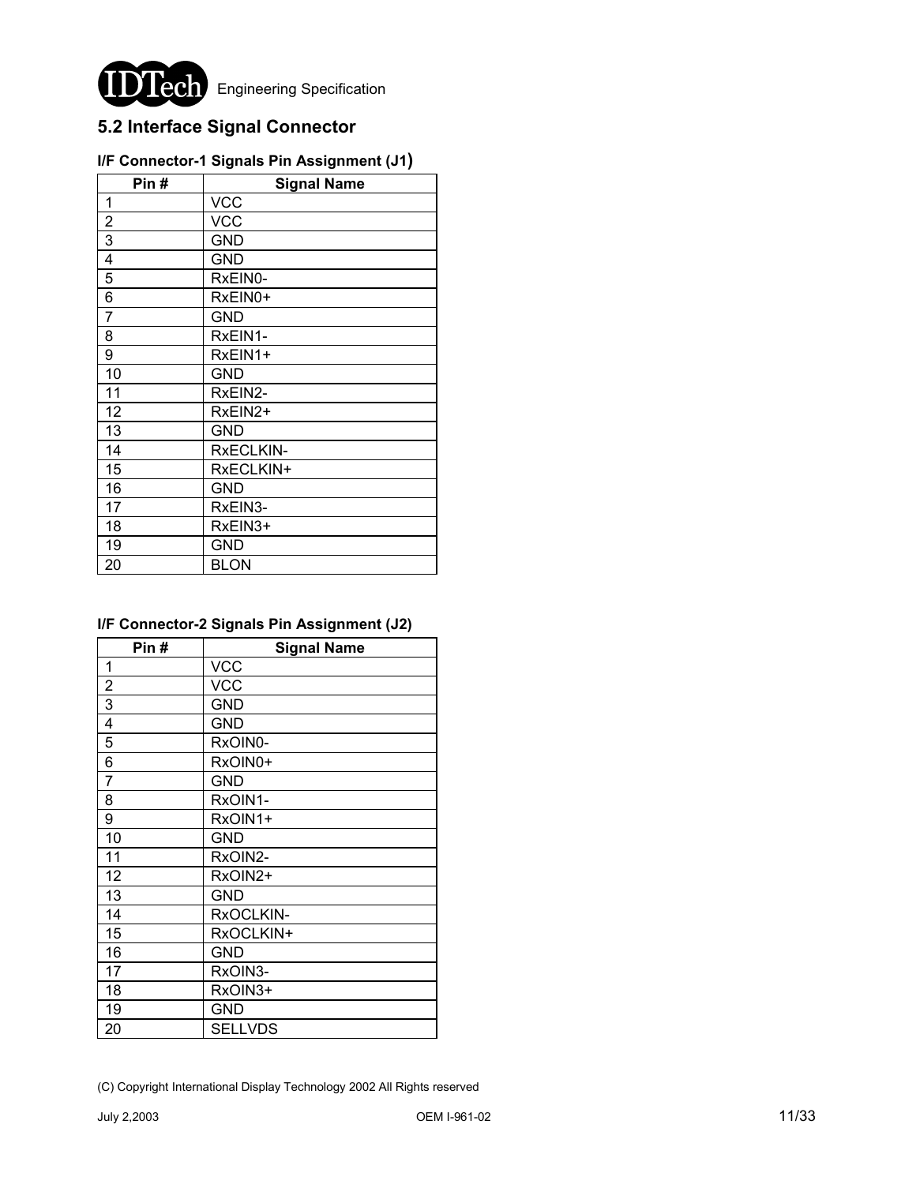## 5.2 Interface Signal Connector

### I/F Connector-1 Signals Pin Assignment (J1)

| Pin # | Signal Name |
|---|---|
| 1 | VCC |
| 2 | VCC |
| 3 | GND |
| 4 | GND |
| 5 | RxEIN0- |
| 6 | RxEIN0+ |
| 7 | GND |
| 8 | RxEIN1- |
| 9 | RxEIN1+ |
| 10 | GND |
| 11 | RxEIN2- |
| 12 | RxEIN2+ |
| 13 | GND |
| 14 | RxECLKIN- |
| 15 | RxECLKIN+ |
| 16 | GND |
| 17 | RxEIN3- |
| 18 | RxEIN3+ |
| 19 | GND |
| 20 | BLON |

### I/F Connector-2 Signals Pin Assignment (J2)

| Pin # | Signal Name |
|---|---|
| 1 | VCC |
| 2 | VCC |
| 3 | GND |
| 4 | GND |
| 5 | RxOIN0- |
| 6 | RxOIN0+ |
| 7 | GND |
| 8 | RxOIN1- |
| 9 | RxOIN1+ |
| 10 | GND |
| 11 | RxOIN2- |
| 12 | RxOIN2+ |
| 13 | GND |
| 14 | RxOCLKIN- |
| 15 | RxOCLKIN+ |
| 16 | GND |
| 17 | RxOIN3- |
| 18 | RxOIN3+ |
| 19 | GND |
| 20 | SELLVDS |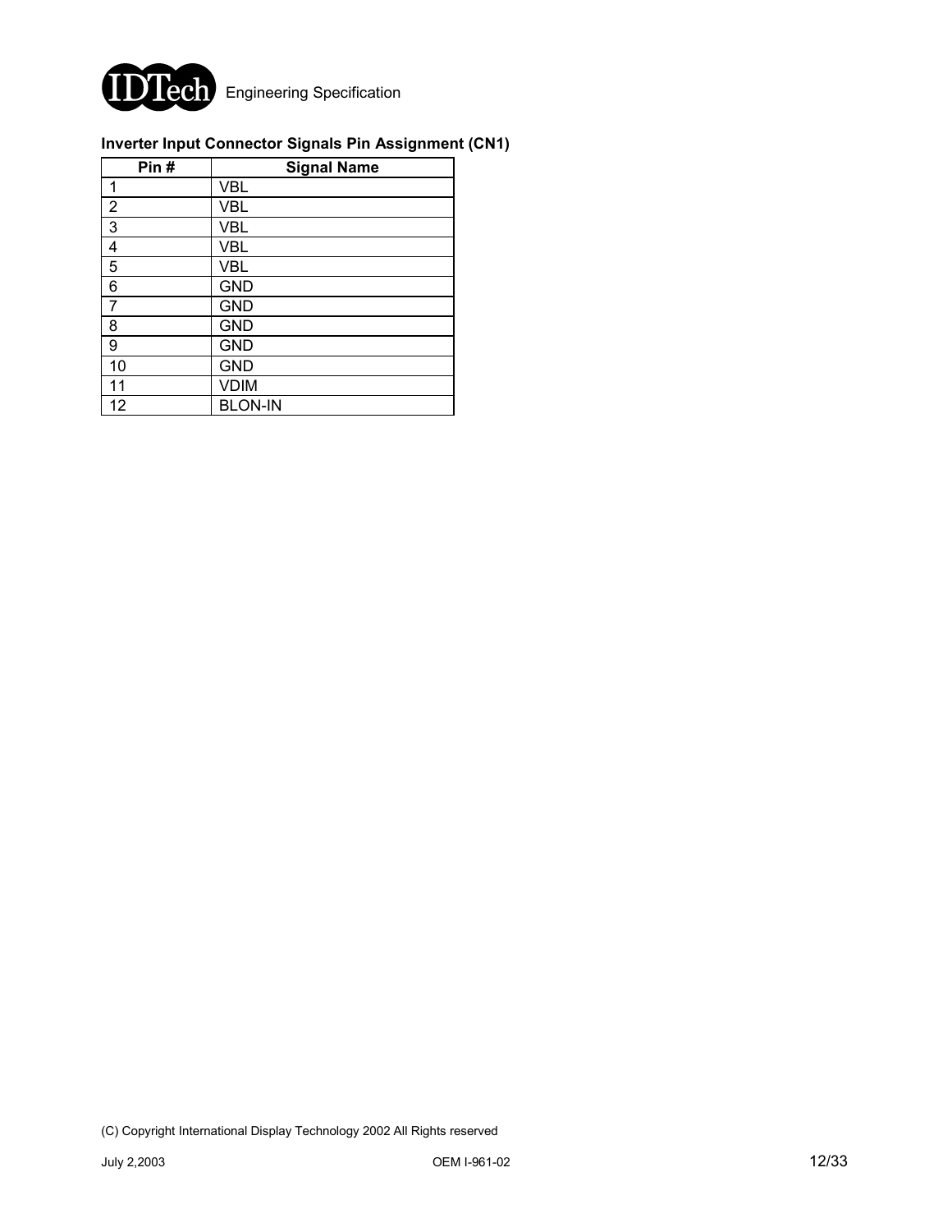**Inverter Input Connector Signals Pin Assignment (CN1)**

| Pin # | Signal Name |
|---|---|
| 1 | VBL |
| 2 | VBL |
| 3 | VBL |
| 4 | VBL |
| 5 | VBL |
| 6 | GND |
| 7 | GND |
| 8 | GND |
| 9 | GND |
| 10 | GND |
| 11 | VDIM |
| 12 | BLON-IN |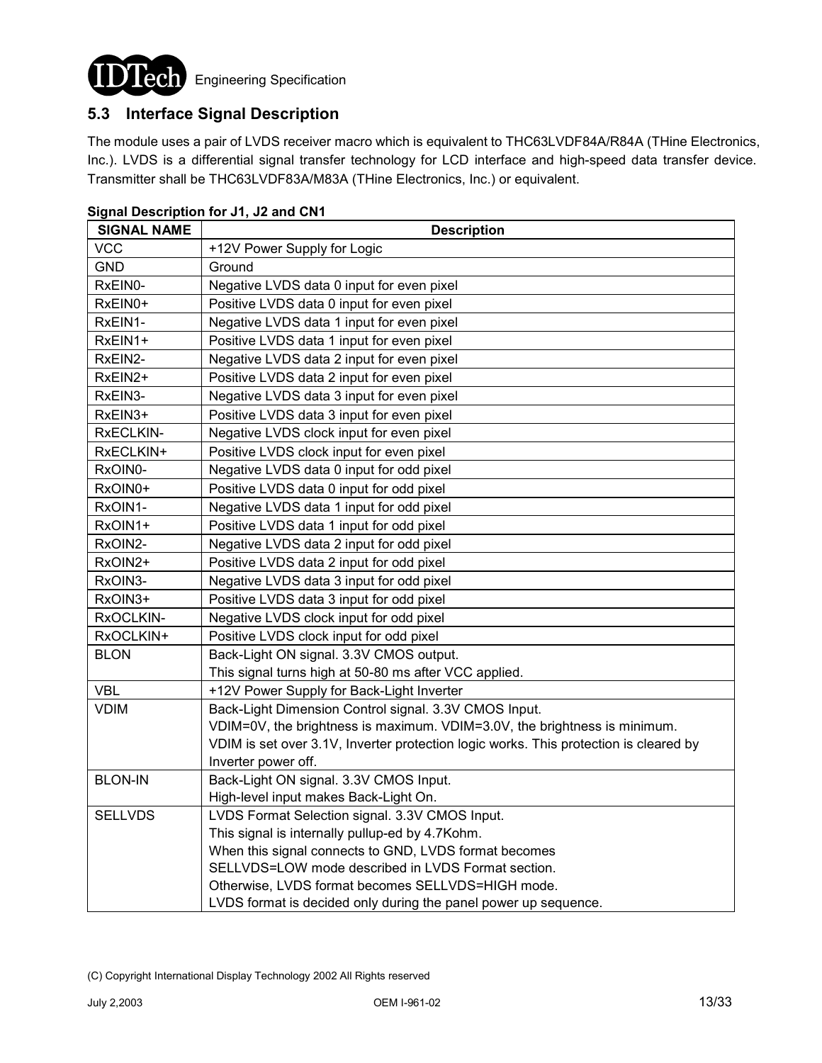## 5.3 Interface Signal Description

The module uses a pair of LVDS receiver macro which is equivalent to THC63LVDF84A/R84A (THine Electronics, Inc.). LVDS is a differential signal transfer technology for LCD interface and high-speed data transfer device. Transmitter shall be THC63LVDF83A/M83A (THine Electronics, Inc.) or equivalent.

**Signal Description for J1, J2 and CN1**

| SIGNAL NAME | Description |
|---|---|
| VCC | +12V Power Supply for Logic |
| GND | Ground |
| RxEIN0- | Negative LVDS data 0 input for even pixel |
| RxEIN0+ | Positive LVDS data 0 input for even pixel |
| RxEIN1- | Negative LVDS data 1 input for even pixel |
| RxEIN1+ | Positive LVDS data 1 input for even pixel |
| RxEIN2- | Negative LVDS data 2 input for even pixel |
| RxEIN2+ | Positive LVDS data 2 input for even pixel |
| RxEIN3- | Negative LVDS data 3 input for even pixel |
| RxEIN3+ | Positive LVDS data 3 input for even pixel |
| RxECLKIN- | Negative LVDS clock input for even pixel |
| RxECLKIN+ | Positive LVDS clock input for even pixel |
| RxOIN0- | Negative LVDS data 0 input for odd pixel |
| RxOIN0+ | Positive LVDS data 0 input for odd pixel |
| RxOIN1- | Negative LVDS data 1 input for odd pixel |
| RxOIN1+ | Positive LVDS data 1 input for odd pixel |
| RxOIN2- | Negative LVDS data 2 input for odd pixel |
| RxOIN2+ | Positive LVDS data 2 input for odd pixel |
| RxOIN3- | Negative LVDS data 3 input for odd pixel |
| RxOIN3+ | Positive LVDS data 3 input for odd pixel |
| RxOCLKIN- | Negative LVDS clock input for odd pixel |
| RxOCLKIN+ | Positive LVDS clock input for odd pixel |
| BLON | Back-Light ON signal. 3.3V CMOS output.<br>This signal turns high at 50-80 ms after VCC applied. |
| VBL | +12V Power Supply for Back-Light Inverter |
| VDIM | Back-Light Dimension Control signal. 3.3V CMOS Input.<br>VDIM=0V, the brightness is maximum. VDIM=3.0V, the brightness is minimum.<br>VDIM is set over 3.1V, Inverter protection logic works. This protection is cleared by Inverter power off. |
| BLON-IN | Back-Light ON signal. 3.3V CMOS Input.<br>High-level input makes Back-Light On. |
| SELLVDS | LVDS Format Selection signal. 3.3V CMOS Input.<br>This signal is internally pullup-ed by 4.7Kohm.<br>When this signal connects to GND, LVDS format becomes SELLVDS=LOW mode described in LVDS Format section.<br>Otherwise, LVDS format becomes SELLVDS=HIGH mode.<br>LVDS format is decided only during the panel power up sequence. |

(C) Copyright International Display Technology 2002 All Rights reserved

July 2,2003 OEM I-961-02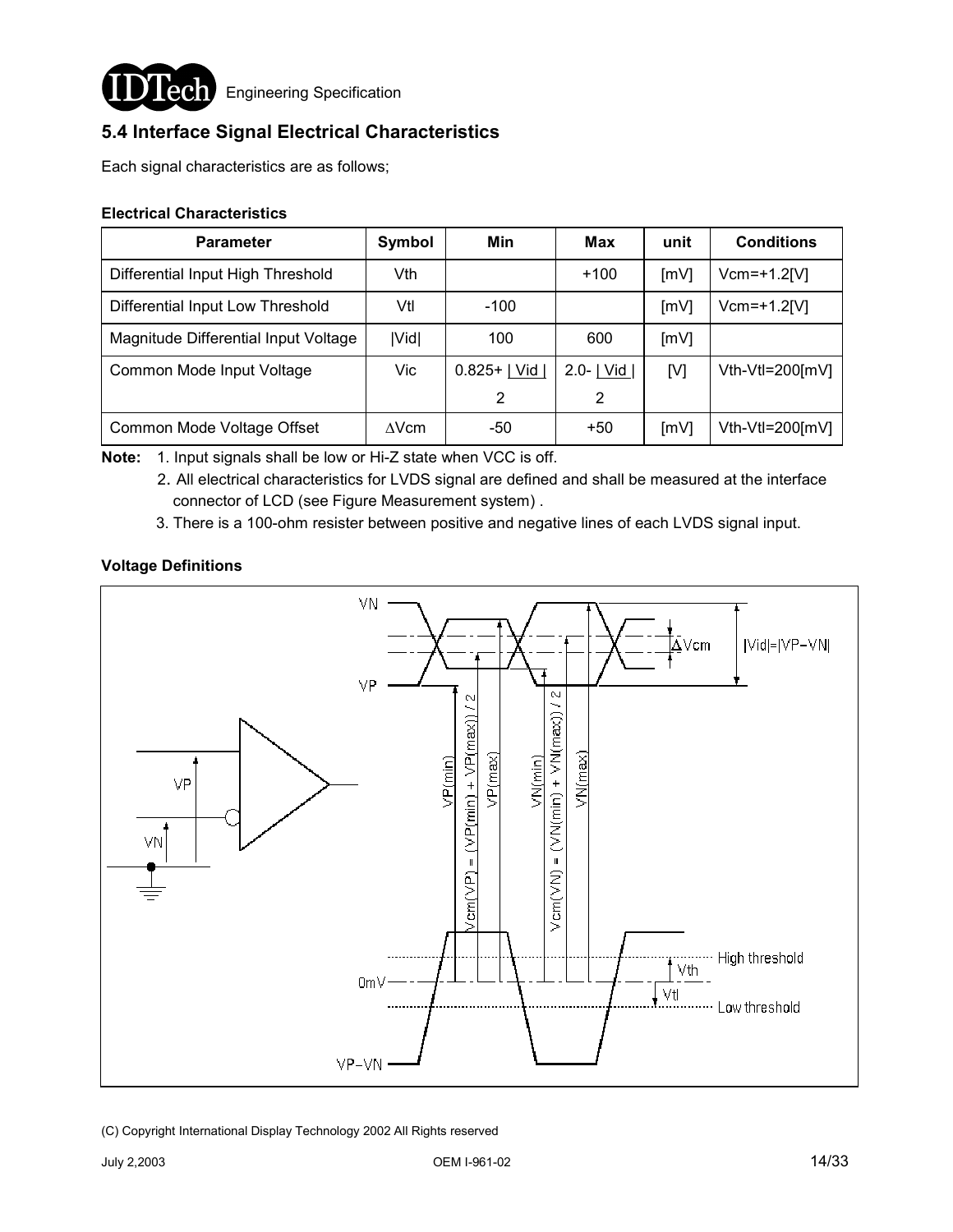## 5.4 Interface Signal Electrical Characteristics

Each signal characteristics are as follows;

**Electrical Characteristics**

| Parameter | Symbol | Min | Max | unit | Conditions |
|---|---|---|---|---|---|
| Differential Input High Threshold | Vth | | +100 | [mV] | Vcm=+1.2[V] |
| Differential Input Low Threshold | Vtl | -100 | | [mV] | Vcm=+1.2[V] |
| Magnitude Differential Input Voltage | \|Vid\| | 100 | 600 | [mV] | |
| Common Mode Input Voltage | Vic | $0.825+\frac{\lvert Vid \rvert}{2}$ | $2.0-\frac{\lvert Vid \rvert}{2}$ | [V] | Vth-Vtl=200[mV] |
| Common Mode Voltage Offset | ∆Vcm | -50 | +50 | [mV] | Vth-Vtl=200[mV] |

**Note:** 1. Input signals shall be low or Hi-Z state when VCC is off.
2. All electrical characteristics for LVDS signal are defined and shall be measured at the interface connector of LCD (see Figure Measurement system) .
3. There is a 100-ohm resister between positive and negative lines of each LVDS signal input.

**Voltage Definitions**

VN, VP, ∆Vcm, |Vid|=|VP−VN|, VP(min), Vcm(VP) = (VP(min) + VP(max)) / 2, VP(max), VN(min), Vcm(VN) = (VN(min) + VN(max)) / 2, VN(max), 0mV, VP−VN, Vth, Vtl, High threshold, Low threshold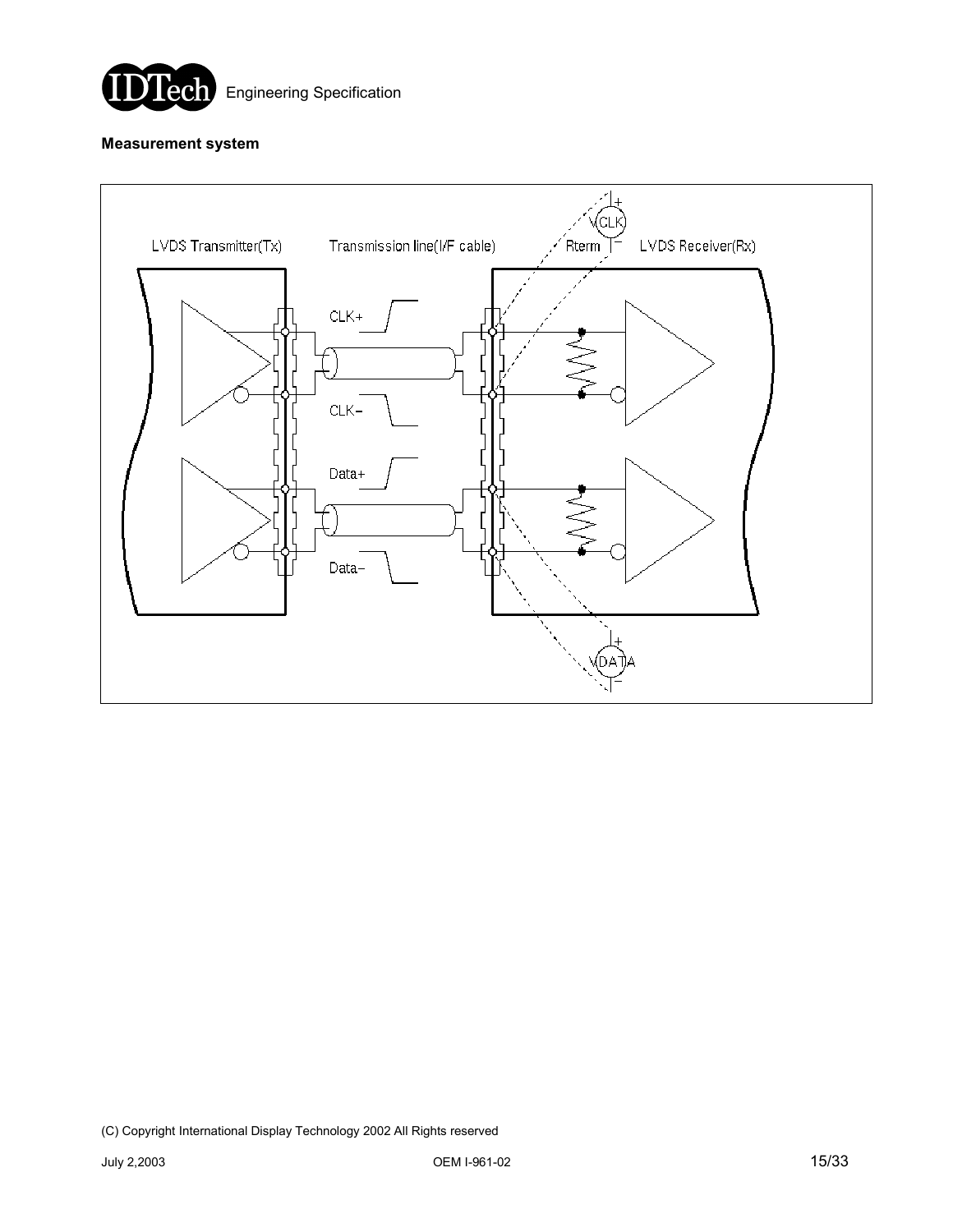**Measurement system**

LVDS Transmitter(Tx)

Transmission line(I/F cable)

Rterm

LVDS Receiver(Rx)

CLK+

CLK−

Data+

Data−

VCLK

VDATA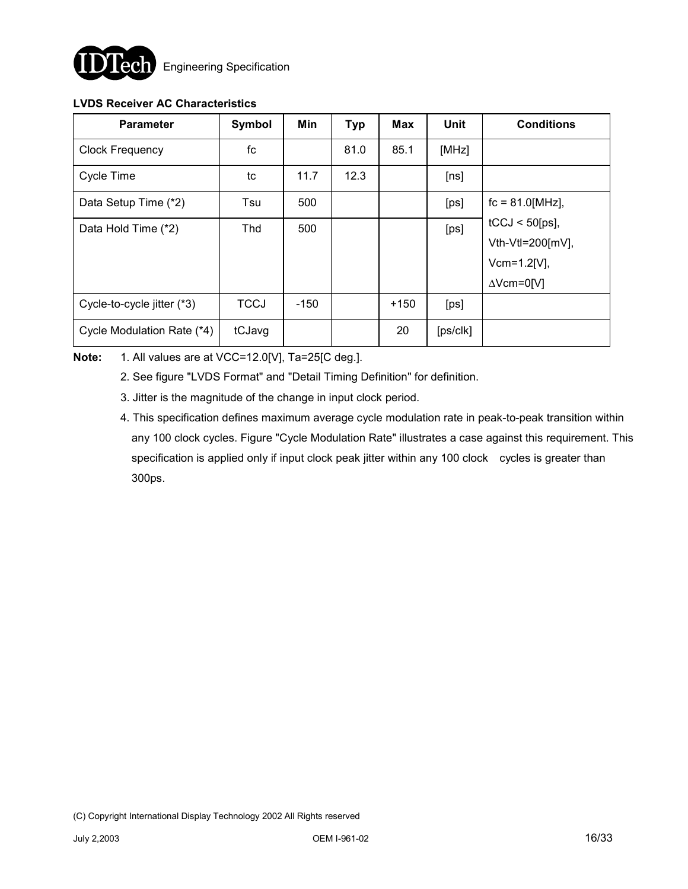### LVDS Receiver AC Characteristics

| Parameter | Symbol | Min | Typ | Max | Unit | Conditions |
|---|---|---|---|---|---|---|
| Clock Frequency | fc | | 81.0 | 85.1 | [MHz] | |
| Cycle Time | tc | 11.7 | 12.3 | | [ns] | |
| Data Setup Time (*2) | Tsu | 500 | | | [ps] | fc = 81.0[MHz], tCCJ < 50[ps], Vth-Vtl=200[mV], Vcm=1.2[V], ∆Vcm=0[V] |
| Data Hold Time (*2) | Thd | 500 | | | [ps] | |
| Cycle-to-cycle jitter (*3) | TCCJ | -150 | | +150 | [ps] | |
| Cycle Modulation Rate (*4) | tCJavg | | | 20 | [ps/clk] | |

**Note:**
1. All values are at VCC=12.0[V], Ta=25[C deg.].
2. See figure "LVDS Format" and "Detail Timing Definition" for definition.
3. Jitter is the magnitude of the change in input clock period.
4. This specification defines maximum average cycle modulation rate in peak-to-peak transition within any 100 clock cycles. Figure "Cycle Modulation Rate" illustrates a case against this requirement. This specification is applied only if input clock peak jitter within any 100 clock cycles is greater than 300ps.

(C) Copyright International Display Technology 2002 All Rights reserved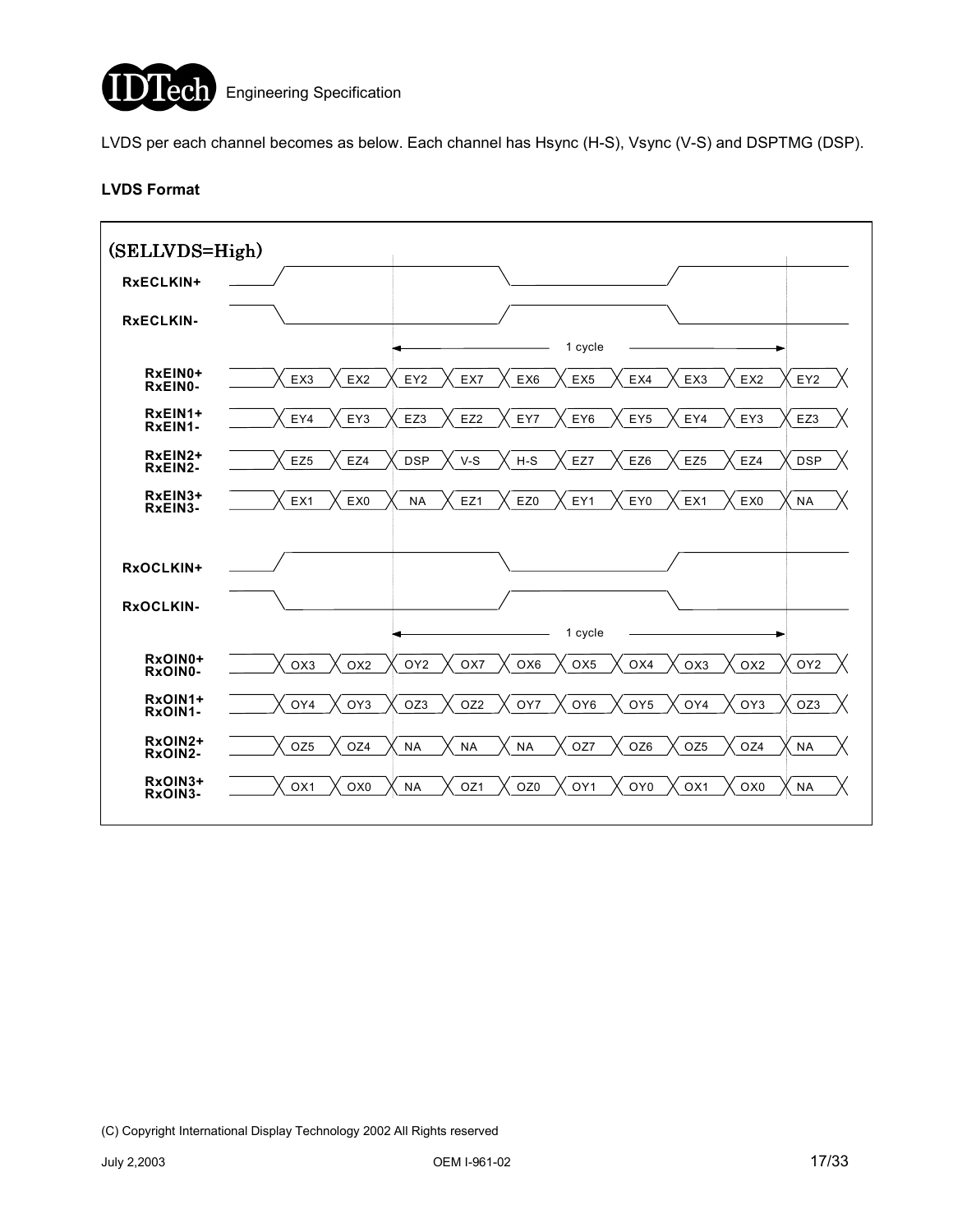LVDS per each channel becomes as below. Each channel has Hsync (H-S), Vsync (V-S) and DSPTMG (DSP).

**LVDS Format**

(SELLVDS=High)

RxECLKIN+

RxECLKIN-

1 cycle

| Signal | | | | | | | | | | |
|---|---|---|---|---|---|---|---|---|---|---|
| RxEIN0+ RxEIN0- | EX3 | EX2 | EY2 | EX7 | EX6 | EX5 | EX4 | EX3 | EX2 | EY2 |
| RxEIN1+ RxEIN1- | EY4 | EY3 | EZ3 | EZ2 | EY7 | EY6 | EY5 | EY4 | EY3 | EZ3 |
| RxEIN2+ RxEIN2- | EZ5 | EZ4 | DSP | V-S | H-S | EZ7 | EZ6 | EZ5 | EZ4 | DSP |
| RxEIN3+ RxEIN3- | EX1 | EX0 | NA | EZ1 | EZ0 | EY1 | EY0 | EX1 | EX0 | NA |

RxOCLKIN+

RxOCLKIN-

1 cycle

| Signal | | | | | | | | | | |
|---|---|---|---|---|---|---|---|---|---|---|
| RxOIN0+ RxOIN0- | OX3 | OX2 | OY2 | OX7 | OX6 | OX5 | OX4 | OX3 | OX2 | OY2 |
| RxOIN1+ RxOIN1- | OY4 | OY3 | OZ3 | OZ2 | OY7 | OY6 | OY5 | OY4 | OY3 | OZ3 |
| RxOIN2+ RxOIN2- | OZ5 | OZ4 | NA | NA | NA | OZ7 | OZ6 | OZ5 | OZ4 | NA |
| RxOIN3+ RxOIN3- | OX1 | OX0 | NA | OZ1 | OZ0 | OY1 | OY0 | OX1 | OX0 | NA |

(C) Copyright International Display Technology 2002 All Rights reserved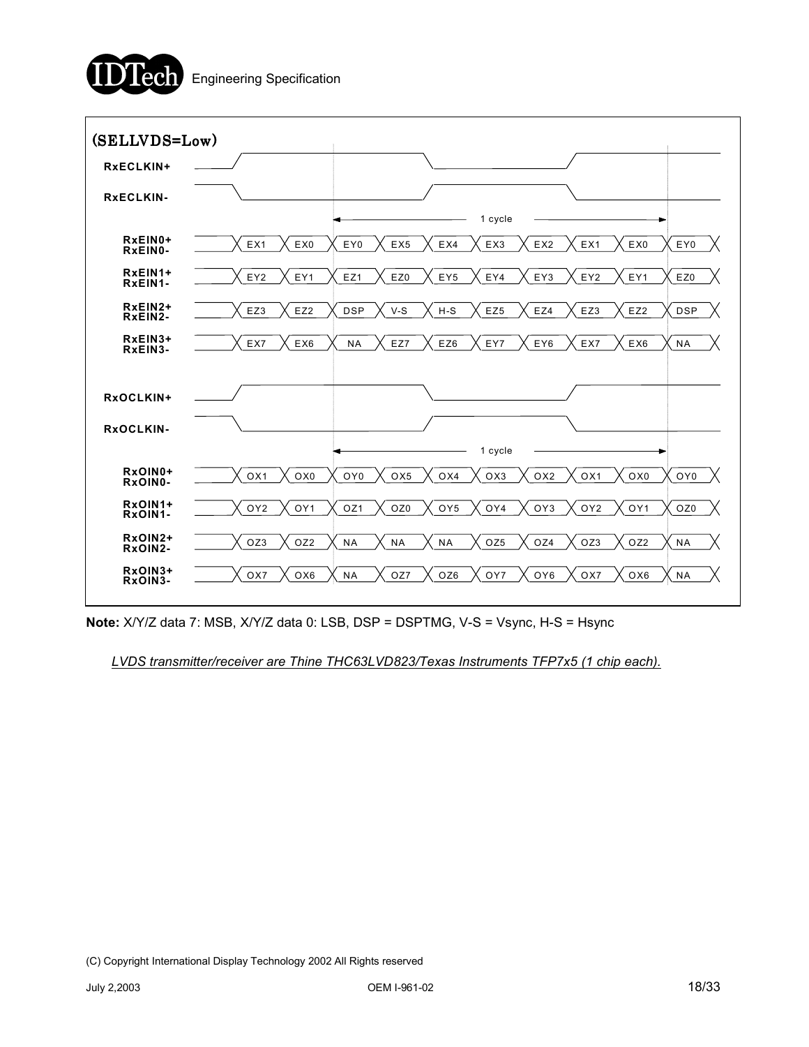(SELLVDS=Low)

| Signal | | | | | | | | | | |
|---|---|---|---|---|---|---|---|---|---|---|
| RxEIN0+ RxEIN0- | EX1 | EX0 | EY0 | EX5 | EX4 | EX3 | EX2 | EX1 | EX0 | EY0 |
| RxEIN1+ RxEIN1- | EY2 | EY1 | EZ1 | EZ0 | EY5 | EY4 | EY3 | EY2 | EY1 | EZ0 |
| RxEIN2+ RxEIN2- | EZ3 | EZ2 | DSP | V-S | H-S | EZ5 | EZ4 | EZ3 | EZ2 | DSP |
| RxEIN3+ RxEIN3- | EX7 | EX6 | NA | EZ7 | EZ6 | EY7 | EY6 | EX7 | EX6 | NA |
| RxOIN0+ RxOIN0- | OX1 | OX0 | OY0 | OX5 | OX4 | OX3 | OX2 | OX1 | OX0 | OY0 |
| RxOIN1+ RxOIN1- | OY2 | OY1 | OZ1 | OZ0 | OY5 | OY4 | OY3 | OY2 | OY1 | OZ0 |
| RxOIN2+ RxOIN2- | OZ3 | OZ2 | NA | NA | NA | OZ5 | OZ4 | OZ3 | OZ2 | NA |
| RxOIN3+ RxOIN3- | OX7 | OX6 | NA | OZ7 | OZ6 | OY7 | OY6 | OX7 | OX6 | NA |

RxECLKIN+, RxECLKIN- (1 cycle)

RxOCLKIN+, RxOCLKIN- (1 cycle)

**Note:** X/Y/Z data 7: MSB, X/Y/Z data 0: LSB, DSP = DSPTMG, V-S = Vsync, H-S = Hsync

*LVDS transmitter/receiver are Thine THC63LVD823/Texas Instruments TFP7x5 (1 chip each).*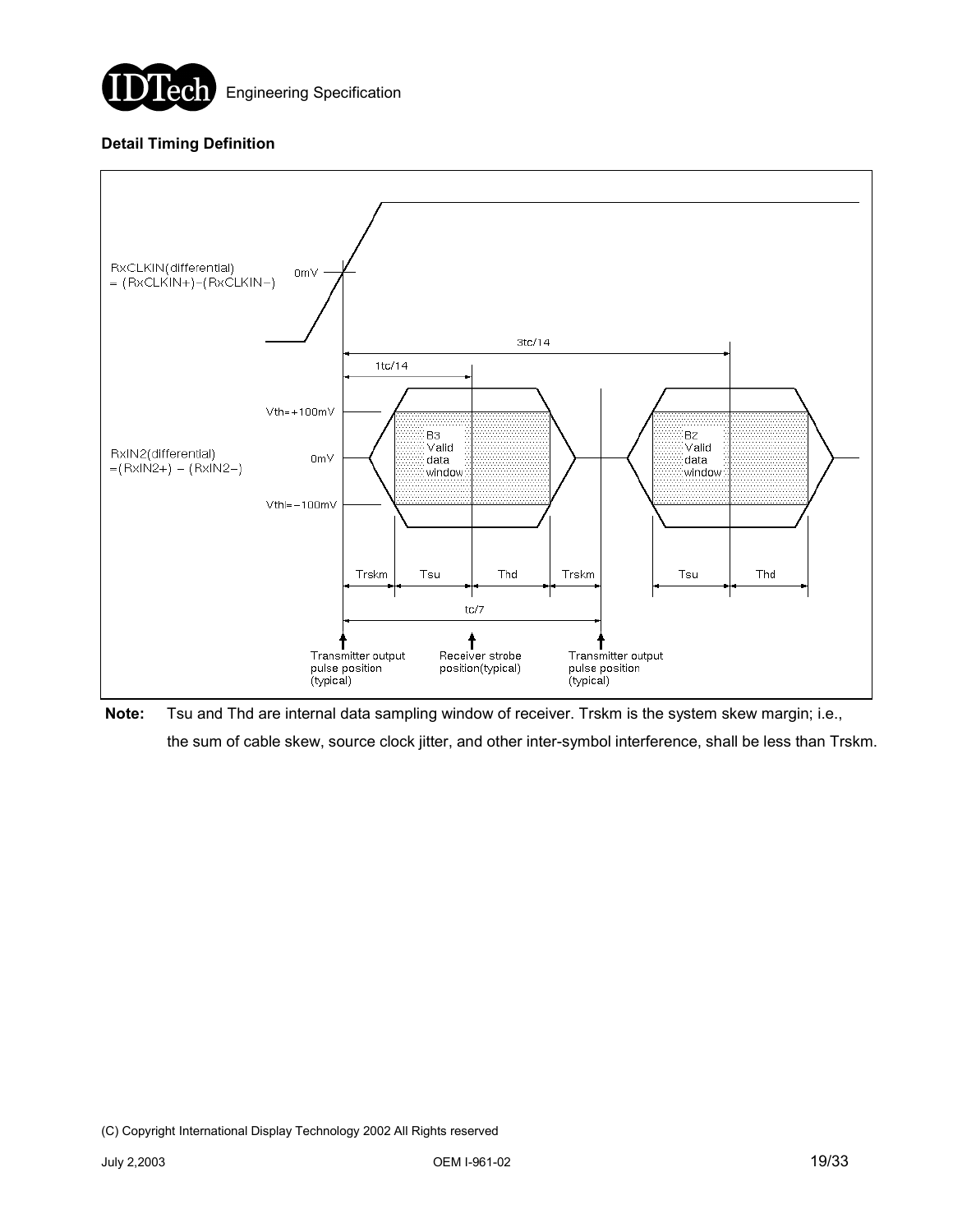**Detail Timing Definition**

RxCLKIN(differential) = (RxCLKIN+)−(RxCLKIN−)

0mV

3tc/14

1tc/14

Vth=+100mV

RxIN2(differential) =(RxIN2+) − (RxIN2−)

0mV

Vthl=−100mV

B3 Valid data window

B2 Valid data window

Trskm | Tsu | Thd | Trskm | Tsu | Thd

tc/7

Transmitter output pulse position (typical)

Receiver strobe position(typical)

Transmitter output pulse position (typical)

**Note:** Tsu and Thd are internal data sampling window of receiver. Trskm is the system skew margin; i.e., the sum of cable skew, source clock jitter, and other inter-symbol interference, shall be less than Trskm.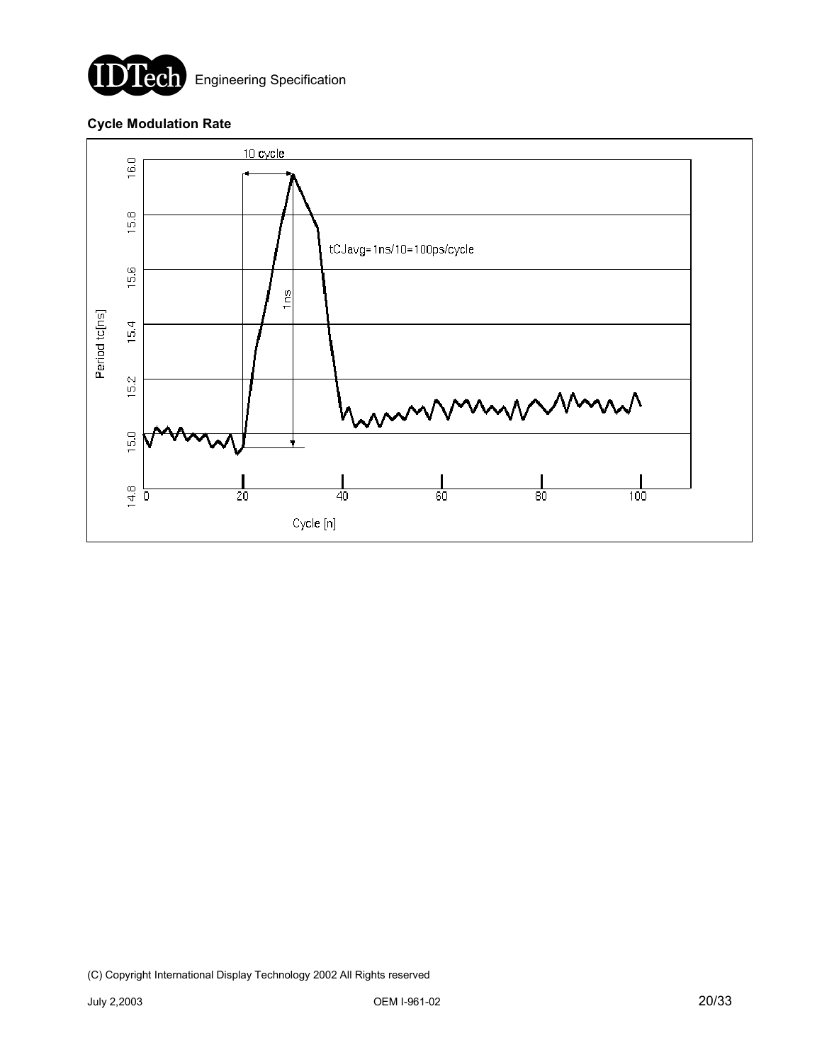**Cycle Modulation Rate**

10 cycle

tCJavg=1ns/10=100ps/cycle

1ns

Period tc[ns]

Cycle [n]

(C) Copyright International Display Technology 2002 All Rights reserved

July 2,2003 OEM I-961-02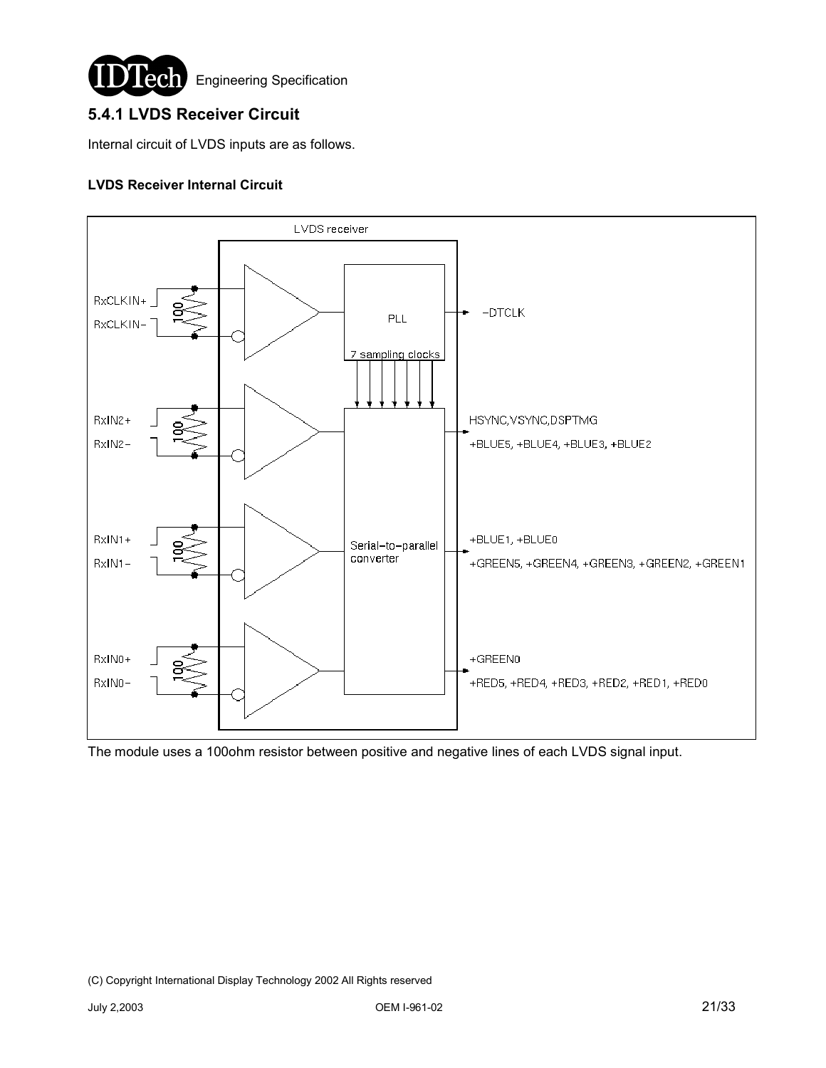## 5.4.1 LVDS Receiver Circuit

Internal circuit of LVDS inputs are as follows.

**LVDS Receiver Internal Circuit**

The module uses a 100ohm resistor between positive and negative lines of each LVDS signal input.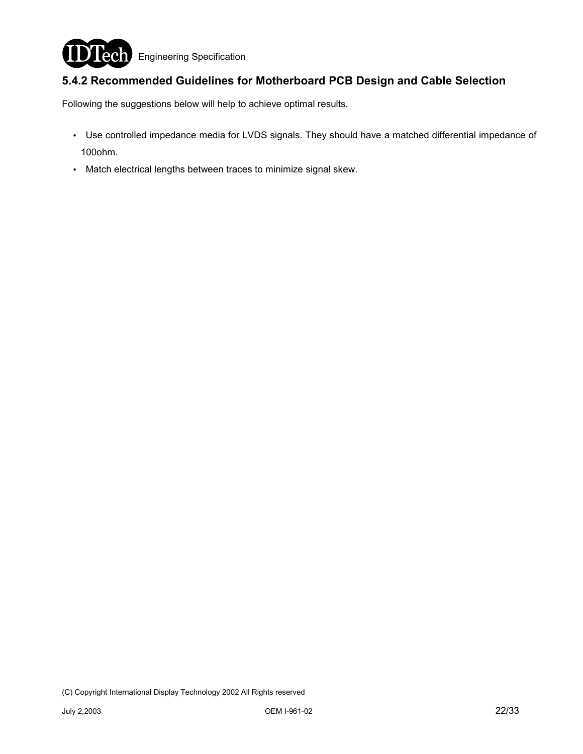### 5.4.2 Recommended Guidelines for Motherboard PCB Design and Cable Selection

Following the suggestions below will help to achieve optimal results.

- Use controlled impedance media for LVDS signals. They should have a matched differential impedance of 100ohm.
- Match electrical lengths between traces to minimize signal skew.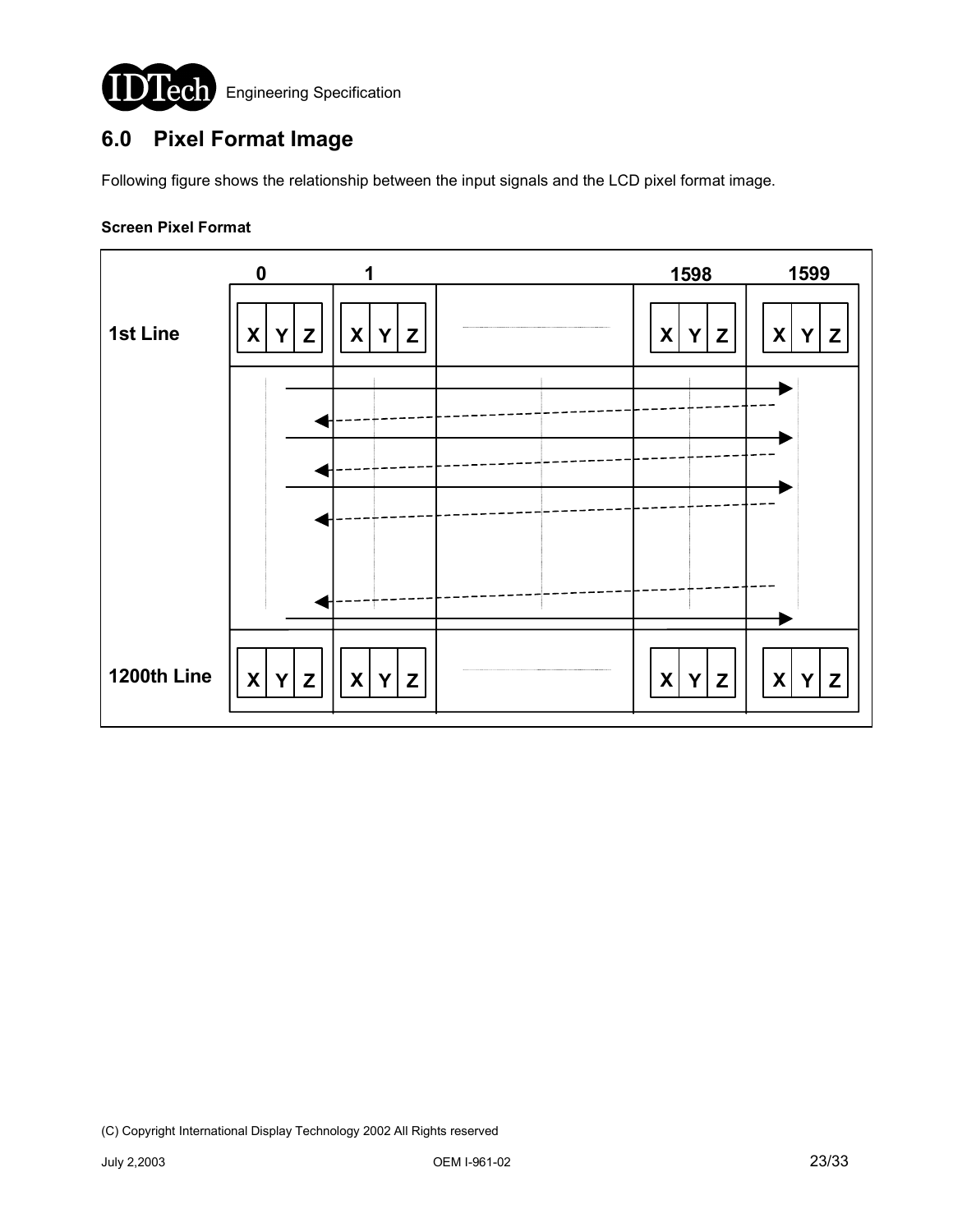## 6.0 Pixel Format Image

Following figure shows the relationship between the input signals and the LCD pixel format image.

**Screen Pixel Format**

| | 0 | 1 | | 1598 | 1599 |
|---|---|---|---|---|---|
| **1st Line** | X Y Z | X Y Z | | X Y Z | X Y Z |
| **1200th Line** | X Y Z | X Y Z | | X Y Z | X Y Z |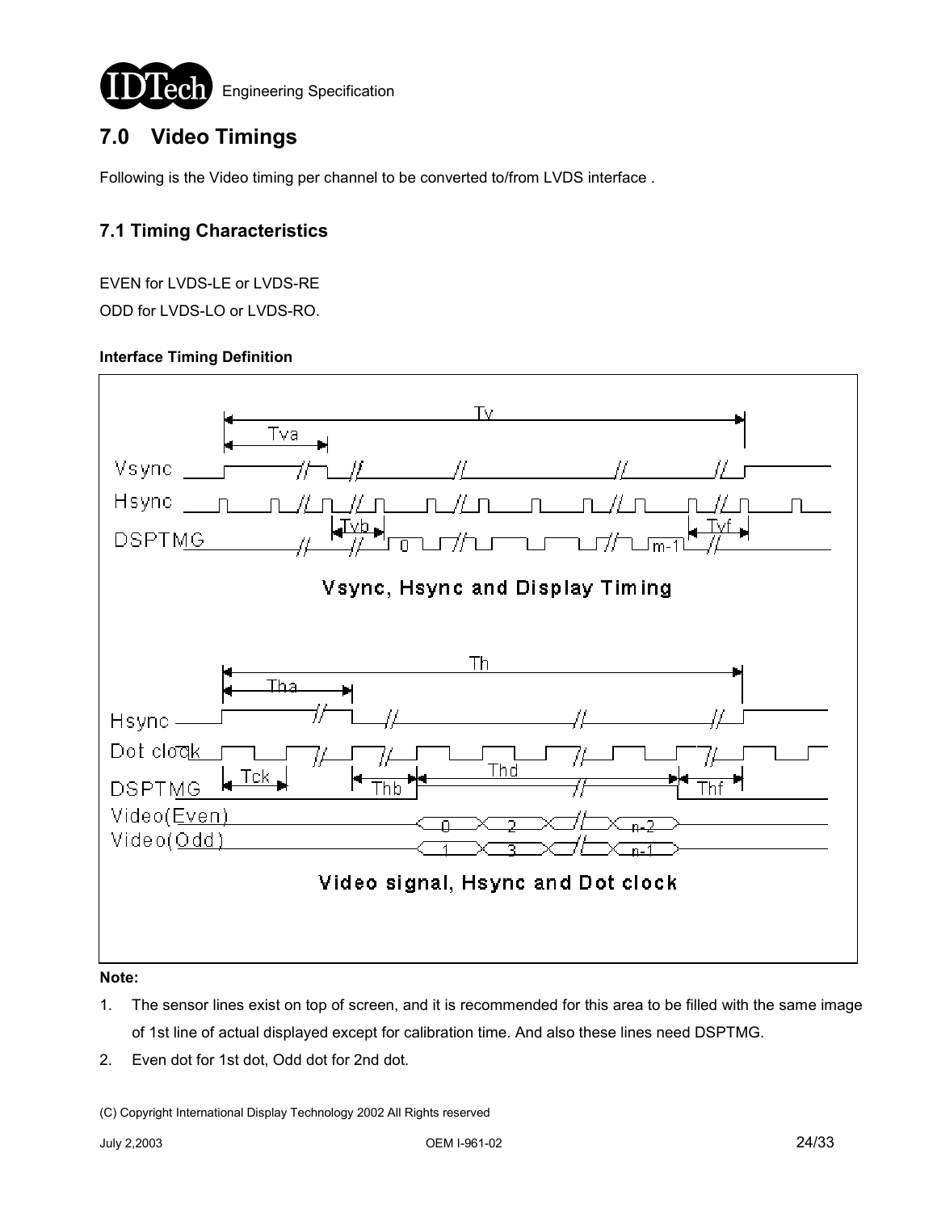# 7.0 Video Timings

Following is the Video timing per channel to be converted to/from LVDS interface .

## 7.1 Timing Characteristics

EVEN for LVDS-LE or LVDS-RE

ODD for LVDS-LO or LVDS-RO.

**Interface Timing Definition**

Vsync, Hsync and Display Timing

Video signal, Hsync and Dot clock

**Note:**

1. The sensor lines exist on top of screen, and it is recommended for this area to be filled with the same image of 1st line of actual displayed except for calibration time. And also these lines need DSPTMG.
2. Even dot for 1st dot, Odd dot for 2nd dot.

(C) Copyright International Display Technology 2002 All Rights reserved

July 2,2003 OEM I-961-02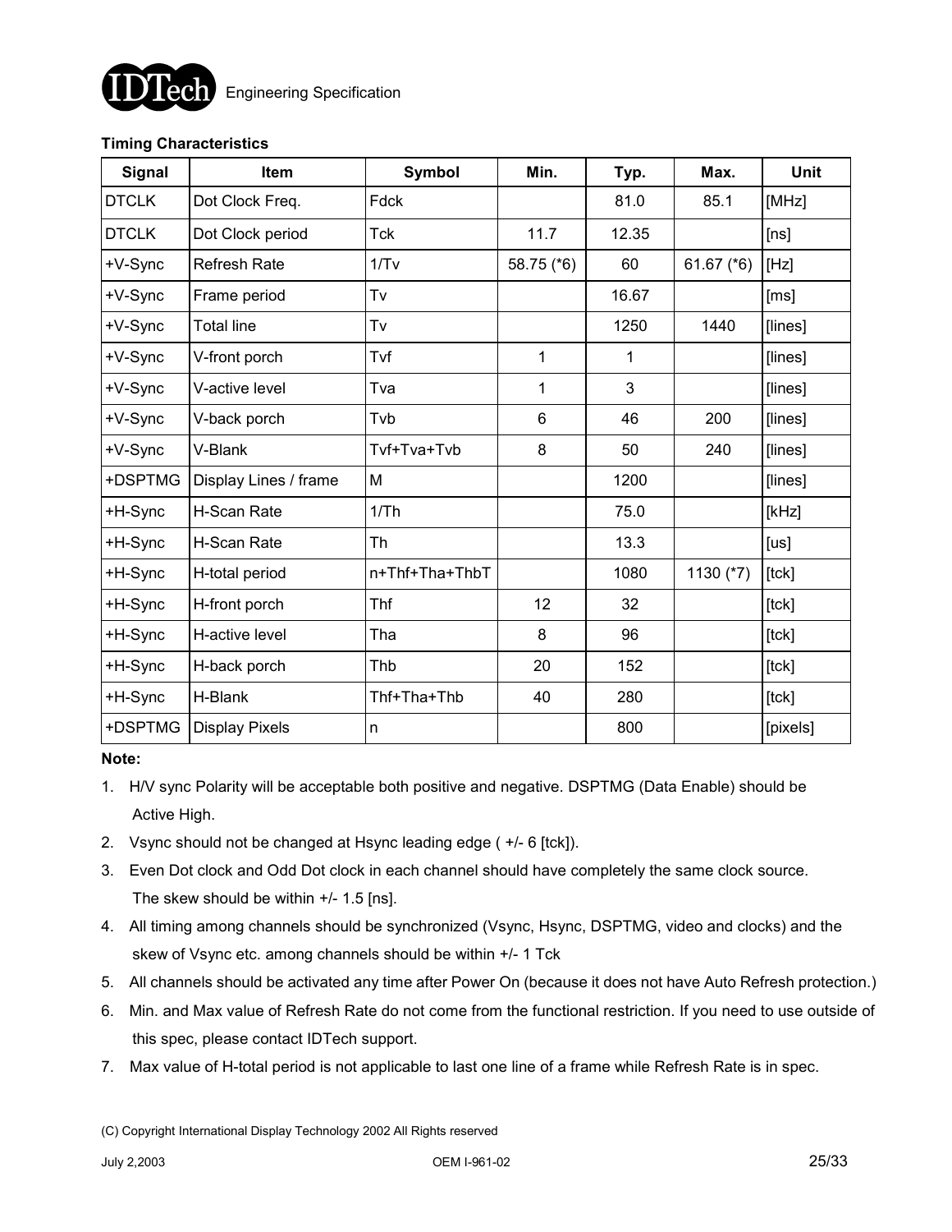**Timing Characteristics**

| Signal | Item | Symbol | Min. | Typ. | Max. | Unit |
|---|---|---|---|---|---|---|
| DTCLK | Dot Clock Freq. | Fdck | | 81.0 | 85.1 | [MHz] |
| DTCLK | Dot Clock period | Tck | 11.7 | 12.35 | | [ns] |
| +V-Sync | Refresh Rate | 1/Tv | 58.75 (*6) | 60 | 61.67 (*6) | [Hz] |
| +V-Sync | Frame period | Tv | | 16.67 | | [ms] |
| +V-Sync | Total line | Tv | | 1250 | 1440 | [lines] |
| +V-Sync | V-front porch | Tvf | 1 | 1 | | [lines] |
| +V-Sync | V-active level | Tva | 1 | 3 | | [lines] |
| +V-Sync | V-back porch | Tvb | 6 | 46 | 200 | [lines] |
| +V-Sync | V-Blank | Tvf+Tva+Tvb | 8 | 50 | 240 | [lines] |
| +DSPTMG | Display Lines / frame | M | | 1200 | | [lines] |
| +H-Sync | H-Scan Rate | 1/Th | | 75.0 | | [kHz] |
| +H-Sync | H-Scan Rate | Th | | 13.3 | | [us] |
| +H-Sync | H-total period | n+Thf+Tha+ThbT | | 1080 | 1130 (*7) | [tck] |
| +H-Sync | H-front porch | Thf | 12 | 32 | | [tck] |
| +H-Sync | H-active level | Tha | 8 | 96 | | [tck] |
| +H-Sync | H-back porch | Thb | 20 | 152 | | [tck] |
| +H-Sync | H-Blank | Thf+Tha+Thb | 40 | 280 | | [tck] |
| +DSPTMG | Display Pixels | n | | 800 | | [pixels] |

**Note:**

1. H/V sync Polarity will be acceptable both positive and negative. DSPTMG (Data Enable) should be Active High.
2. Vsync should not be changed at Hsync leading edge ( +/- 6 [tck]).
3. Even Dot clock and Odd Dot clock in each channel should have completely the same clock source. The skew should be within +/- 1.5 [ns].
4. All timing among channels should be synchronized (Vsync, Hsync, DSPTMG, video and clocks) and the skew of Vsync etc. among channels should be within +/- 1 Tck
5. All channels should be activated any time after Power On (because it does not have Auto Refresh protection.)
6. Min. and Max value of Refresh Rate do not come from the functional restriction. If you need to use outside of this spec, please contact IDTech support.
7. Max value of H-total period is not applicable to last one line of a frame while Refresh Rate is in spec.

(C) Copyright International Display Technology 2002 All Rights reserved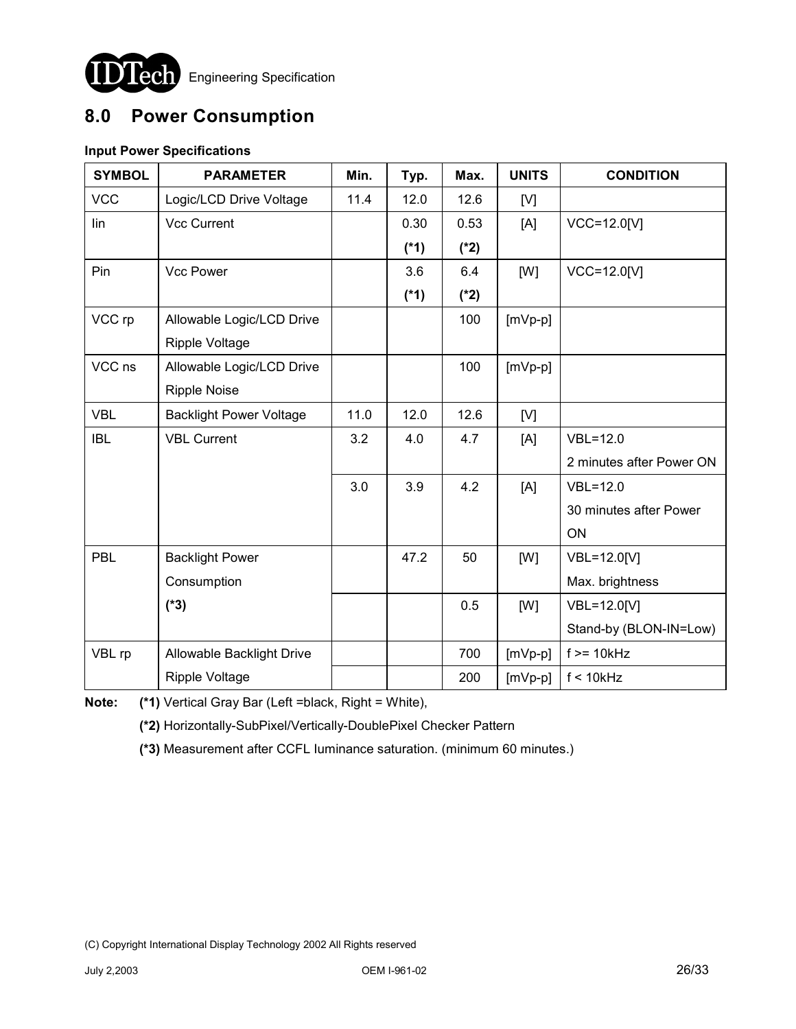## 8.0 Power Consumption

**Input Power Specifications**

| SYMBOL | PARAMETER | Min. | Typ. | Max. | UNITS | CONDITION |
|---|---|---|---|---|---|---|
| VCC | Logic/LCD Drive Voltage | 11.4 | 12.0 | 12.6 | [V] | |
| Iin | Vcc Current | | 0.30 **(*1)** | 0.53 **(*2)** | [A] | VCC=12.0[V] |
| Pin | Vcc Power | | 3.6 **(*1)** | 6.4 **(*2)** | [W] | VCC=12.0[V] |
| VCC rp | Allowable Logic/LCD Drive Ripple Voltage | | | 100 | [mVp-p] | |
| VCC ns | Allowable Logic/LCD Drive Ripple Noise | | | 100 | [mVp-p] | |
| VBL | Backlight Power Voltage | 11.0 | 12.0 | 12.6 | [V] | |
| IBL | VBL Current | 3.2 | 4.0 | 4.7 | [A] | VBL=12.0 2 minutes after Power ON |
| | | 3.0 | 3.9 | 4.2 | [A] | VBL=12.0 30 minutes after Power ON |
| PBL | Backlight Power Consumption **(*3)** | | 47.2 | 50 | [W] | VBL=12.0[V] Max. brightness |
| | | | | 0.5 | [W] | VBL=12.0[V] Stand-by (BLON-IN=Low) |
| VBL rp | Allowable Backlight Drive Ripple Voltage | | | 700 | [mVp-p] | f >= 10kHz |
| | | | | 200 | [mVp-p] | f < 10kHz |

**Note:** **(*1)** Vertical Gray Bar (Left =black, Right = White),

**(*2)** Horizontally-SubPixel/Vertically-DoublePixel Checker Pattern

**(*3)** Measurement after CCFL luminance saturation. (minimum 60 minutes.)

(C) Copyright International Display Technology 2002 All Rights reserved

July 2,2003 OEM I-961-02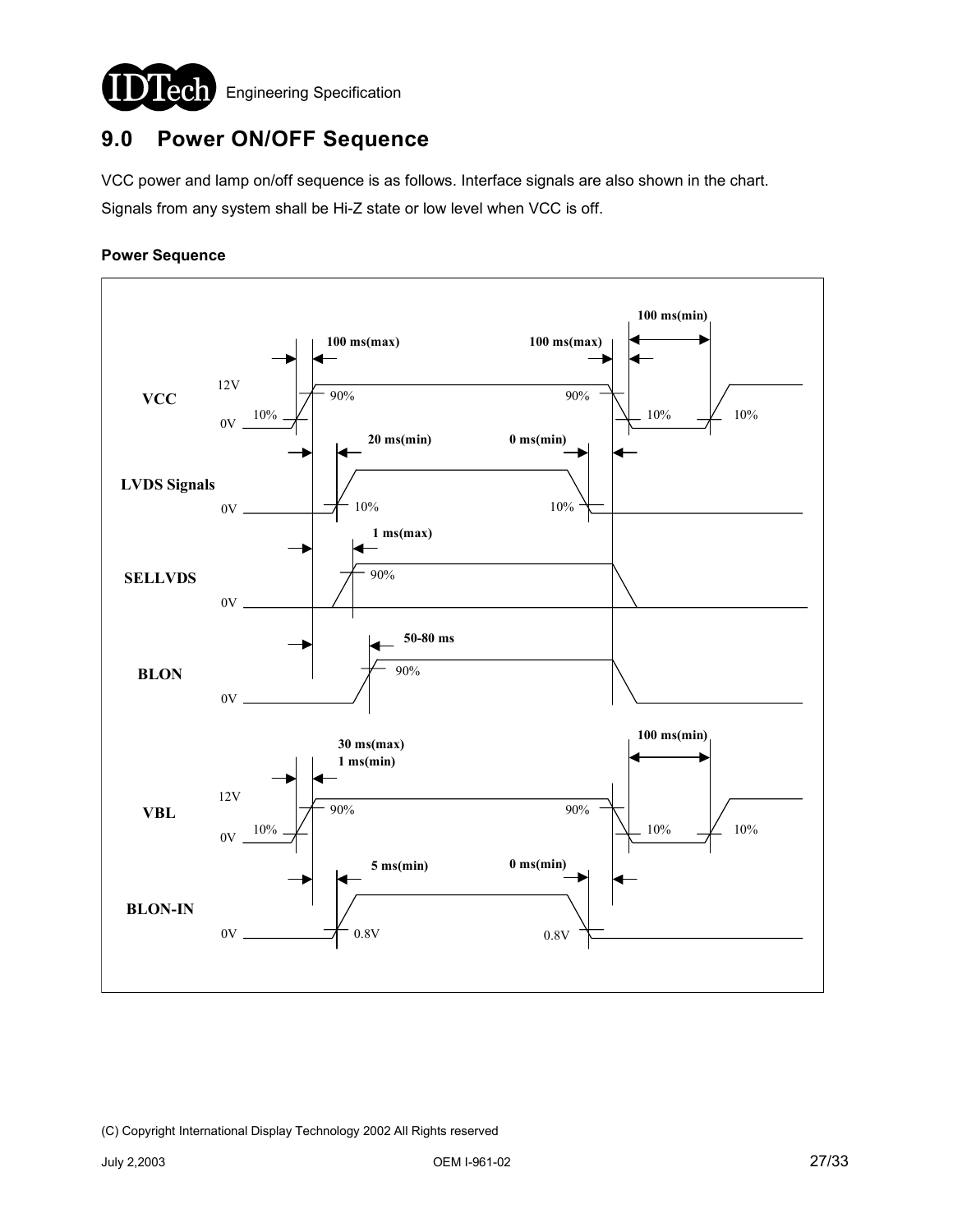## 9.0 Power ON/OFF Sequence

VCC power and lamp on/off sequence is as follows. Interface signals are also shown in the chart.

Signals from any system shall be Hi-Z state or low level when VCC is off.

**Power Sequence**

(C) Copyright International Display Technology 2002 All Rights reserved

July 2,2003 OEM I-961-02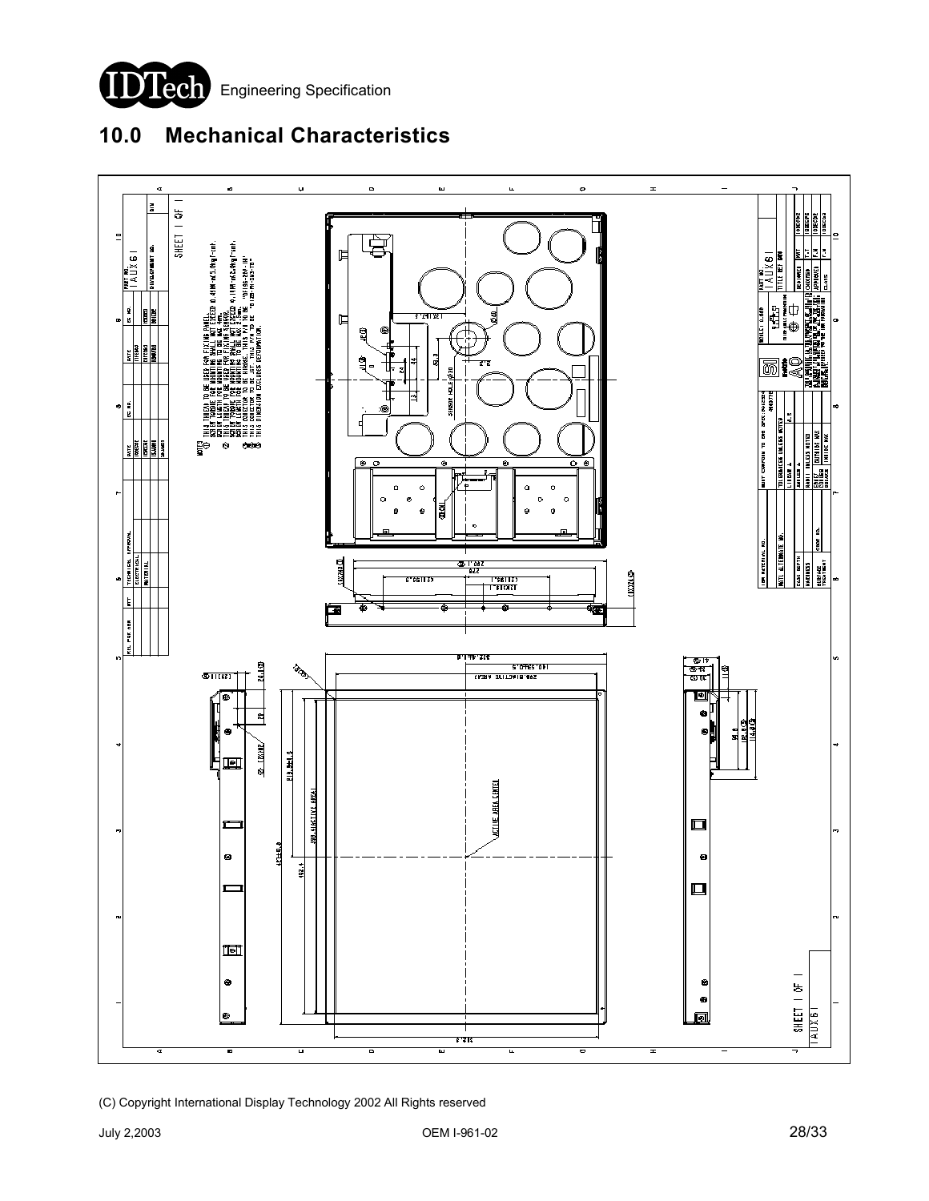## 10.0 Mechanical Characteristics

(C) Copyright International Display Technology 2002 All Rights reserved

July 2,2003 OEM I-961-02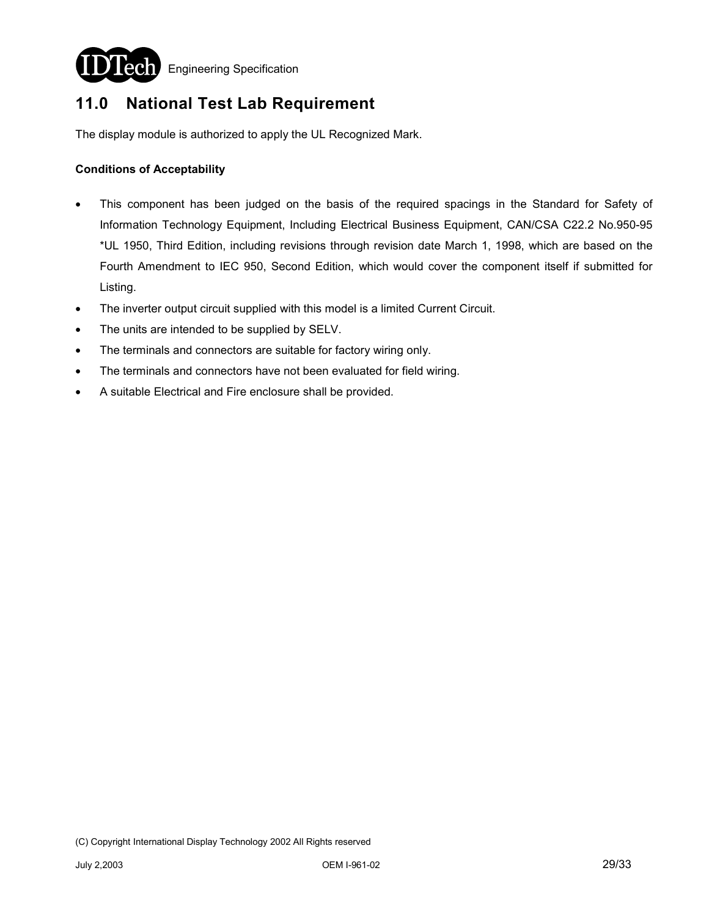## 11.0 National Test Lab Requirement

The display module is authorized to apply the UL Recognized Mark.

**Conditions of Acceptability**

- This component has been judged on the basis of the required spacings in the Standard for Safety of Information Technology Equipment, Including Electrical Business Equipment, CAN/CSA C22.2 No.950-95 *UL 1950, Third Edition, including revisions through revision date March 1, 1998, which are based on the Fourth Amendment to IEC 950, Second Edition, which would cover the component itself if submitted for Listing.
- The inverter output circuit supplied with this model is a limited Current Circuit.
- The units are intended to be supplied by SELV.
- The terminals and connectors are suitable for factory wiring only.
- The terminals and connectors have not been evaluated for field wiring.
- A suitable Electrical and Fire enclosure shall be provided.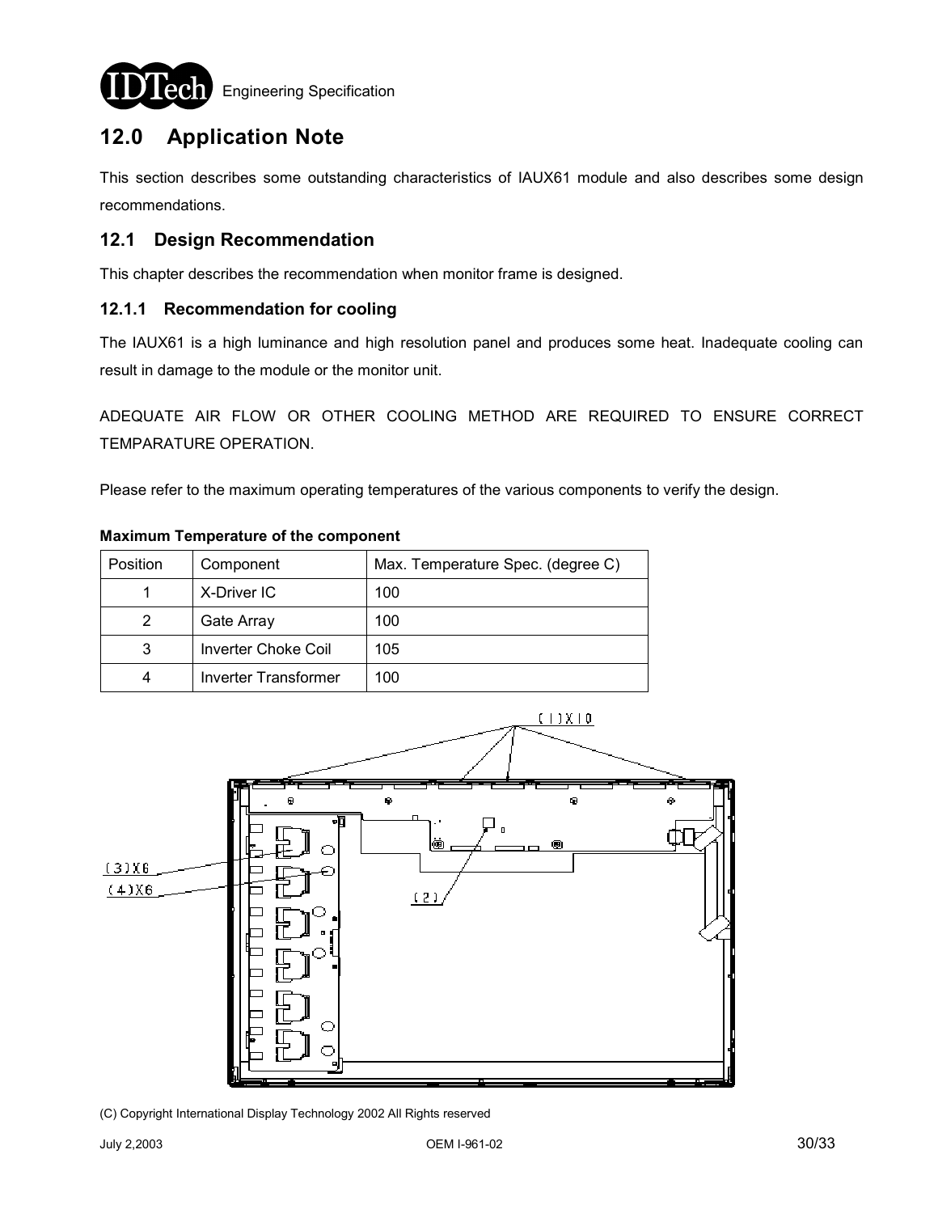# 12.0 Application Note

This section describes some outstanding characteristics of IAUX61 module and also describes some design recommendations.

## 12.1 Design Recommendation

This chapter describes the recommendation when monitor frame is designed.

### 12.1.1 Recommendation for cooling

The IAUX61 is a high luminance and high resolution panel and produces some heat. Inadequate cooling can result in damage to the module or the monitor unit.

ADEQUATE AIR FLOW OR OTHER COOLING METHOD ARE REQUIRED TO ENSURE CORRECT TEMPARATURE OPERATION.

Please refer to the maximum operating temperatures of the various components to verify the design.

**Maximum Temperature of the component**

| Position | Component | Max. Temperature Spec. (degree C) |
|---|---|---|
| 1 | X-Driver IC | 100 |
| 2 | Gate Array | 100 |
| 3 | Inverter Choke Coil | 105 |
| 4 | Inverter Transformer | 100 |

(1)X10

(3)X6

(4)X6

(2)

(C) Copyright International Display Technology 2002 All Rights reserved

July 2,2003 OEM I-961-02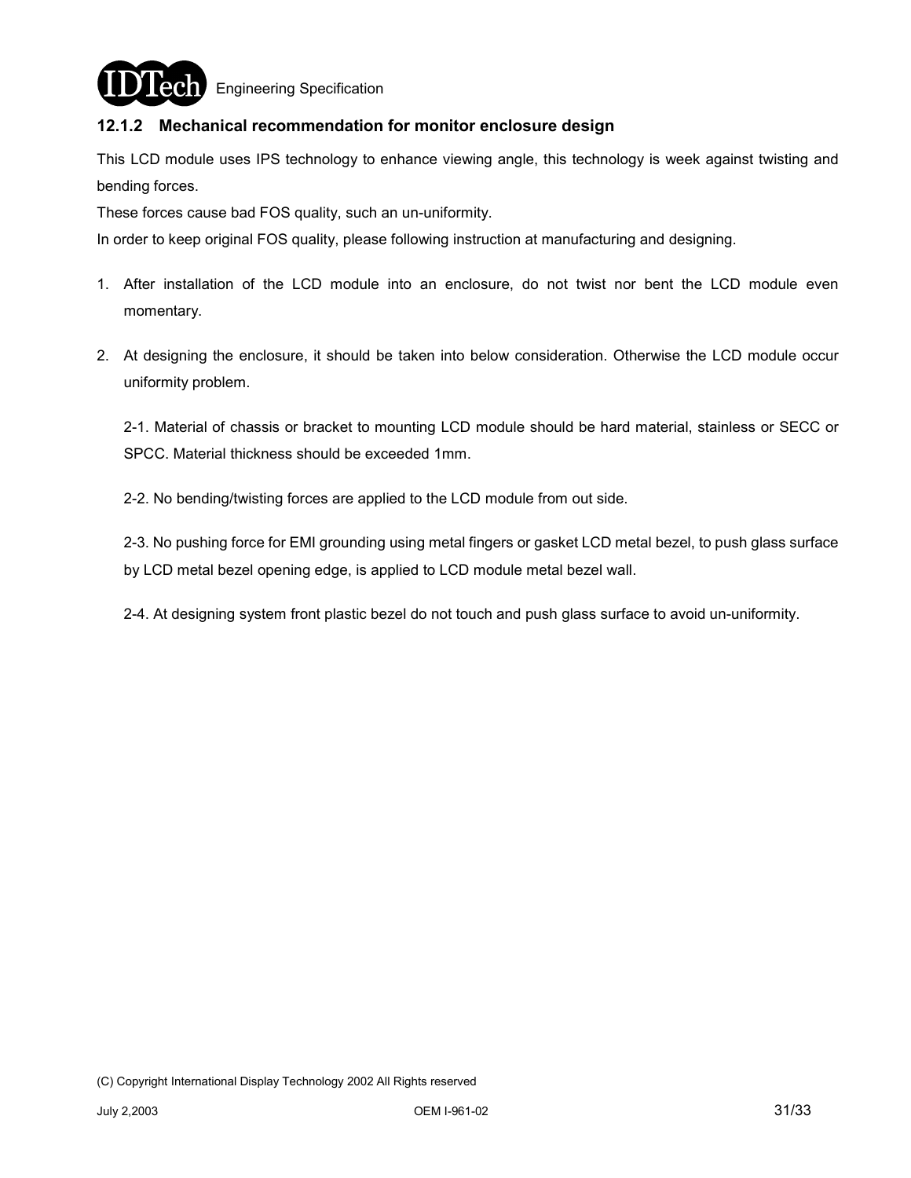### 12.1.2 Mechanical recommendation for monitor enclosure design

This LCD module uses IPS technology to enhance viewing angle, this technology is week against twisting and bending forces.

These forces cause bad FOS quality, such an un-uniformity.

In order to keep original FOS quality, please following instruction at manufacturing and designing.

1. After installation of the LCD module into an enclosure, do not twist nor bent the LCD module even momentary.

2. At designing the enclosure, it should be taken into below consideration. Otherwise the LCD module occur uniformity problem.

   2-1. Material of chassis or bracket to mounting LCD module should be hard material, stainless or SECC or SPCC. Material thickness should be exceeded 1mm.

   2-2. No bending/twisting forces are applied to the LCD module from out side.

   2-3. No pushing force for EMI grounding using metal fingers or gasket LCD metal bezel, to push glass surface by LCD metal bezel opening edge, is applied to LCD module metal bezel wall.

   2-4. At designing system front plastic bezel do not touch and push glass surface to avoid un-uniformity.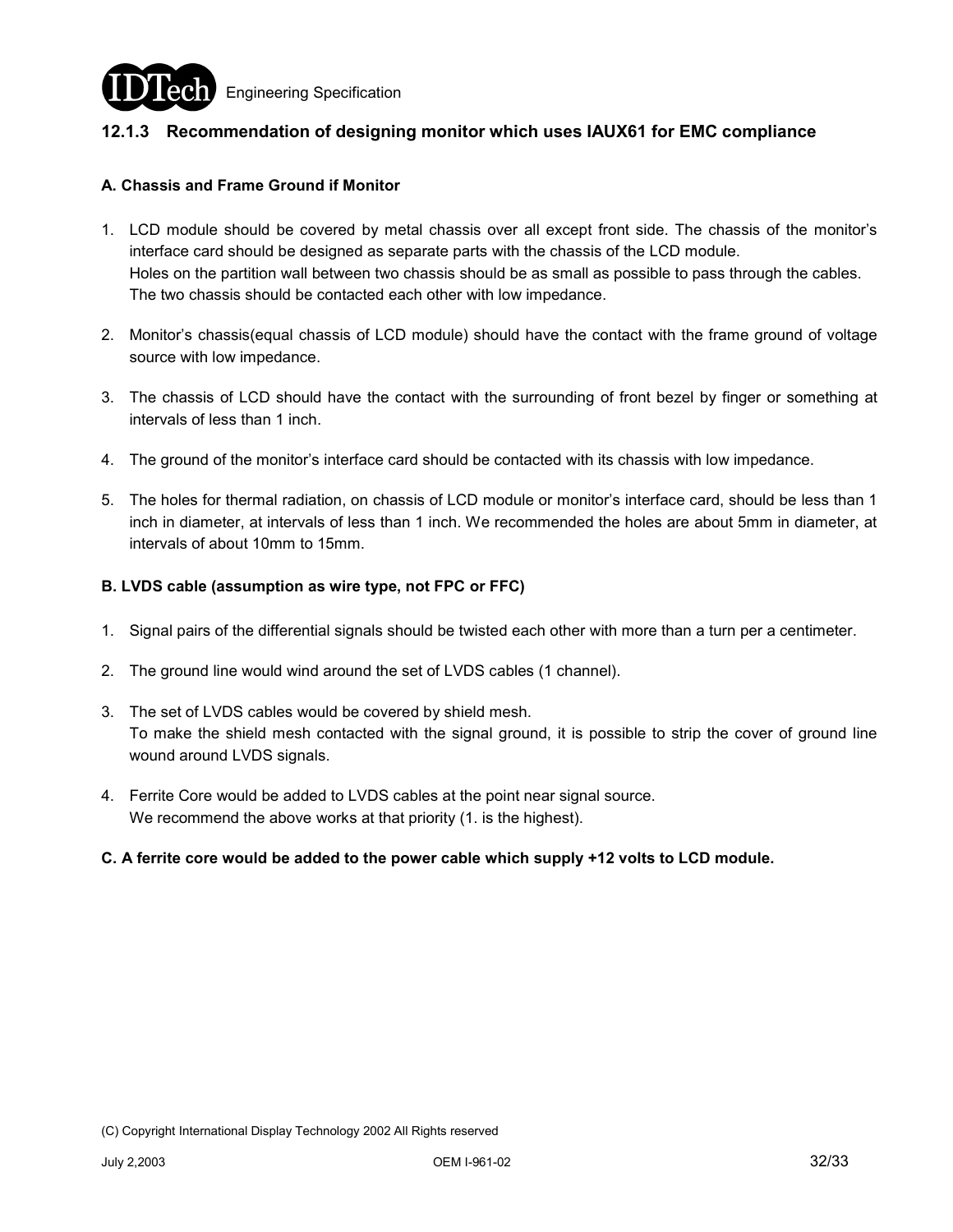### 12.1.3 Recommendation of designing monitor which uses IAUX61 for EMC compliance

**A. Chassis and Frame Ground if Monitor**

1. LCD module should be covered by metal chassis over all except front side. The chassis of the monitor's interface card should be designed as separate parts with the chassis of the LCD module.
   Holes on the partition wall between two chassis should be as small as possible to pass through the cables.
   The two chassis should be contacted each other with low impedance.

2. Monitor's chassis(equal chassis of LCD module) should have the contact with the frame ground of voltage source with low impedance.

3. The chassis of LCD should have the contact with the surrounding of front bezel by finger or something at intervals of less than 1 inch.

4. The ground of the monitor's interface card should be contacted with its chassis with low impedance.

5. The holes for thermal radiation, on chassis of LCD module or monitor's interface card, should be less than 1 inch in diameter, at intervals of less than 1 inch. We recommended the holes are about 5mm in diameter, at intervals of about 10mm to 15mm.

**B. LVDS cable (assumption as wire type, not FPC or FFC)**

1. Signal pairs of the differential signals should be twisted each other with more than a turn per a centimeter.

2. The ground line would wind around the set of LVDS cables (1 channel).

3. The set of LVDS cables would be covered by shield mesh.
   To make the shield mesh contacted with the signal ground, it is possible to strip the cover of ground line wound around LVDS signals.

4. Ferrite Core would be added to LVDS cables at the point near signal source.
   We recommend the above works at that priority (1. is the highest).

**C. A ferrite core would be added to the power cable which supply +12 volts to LCD module.**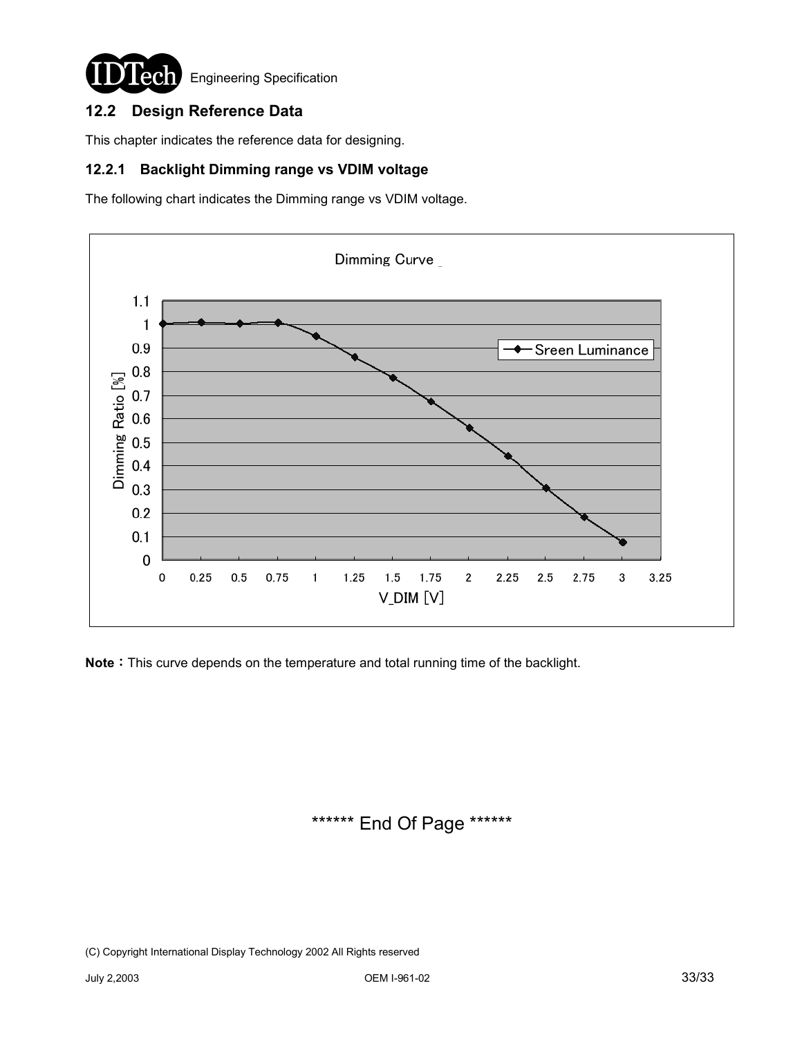## 12.2 Design Reference Data

This chapter indicates the reference data for designing.

### 12.2.1 Backlight Dimming range vs VDIM voltage

The following chart indicates the Dimming range vs VDIM voltage.

Dimming Curve

Dimming Ratio [%]

1.1
1
0.9
0.8
0.7
0.6
0.5
0.4
0.3
0.2
0.1
0

0 0.25 0.5 0.75 1 1.25 1.5 1.75 2 2.25 2.5 2.75 3 3.25

V_DIM [V]

Sreen Luminance

**Note：**This curve depends on the temperature and total running time of the backlight.

****** End Of Page ******

(C) Copyright International Display Technology 2002 All Rights reserved

July 2,2003 OEM I-961-02